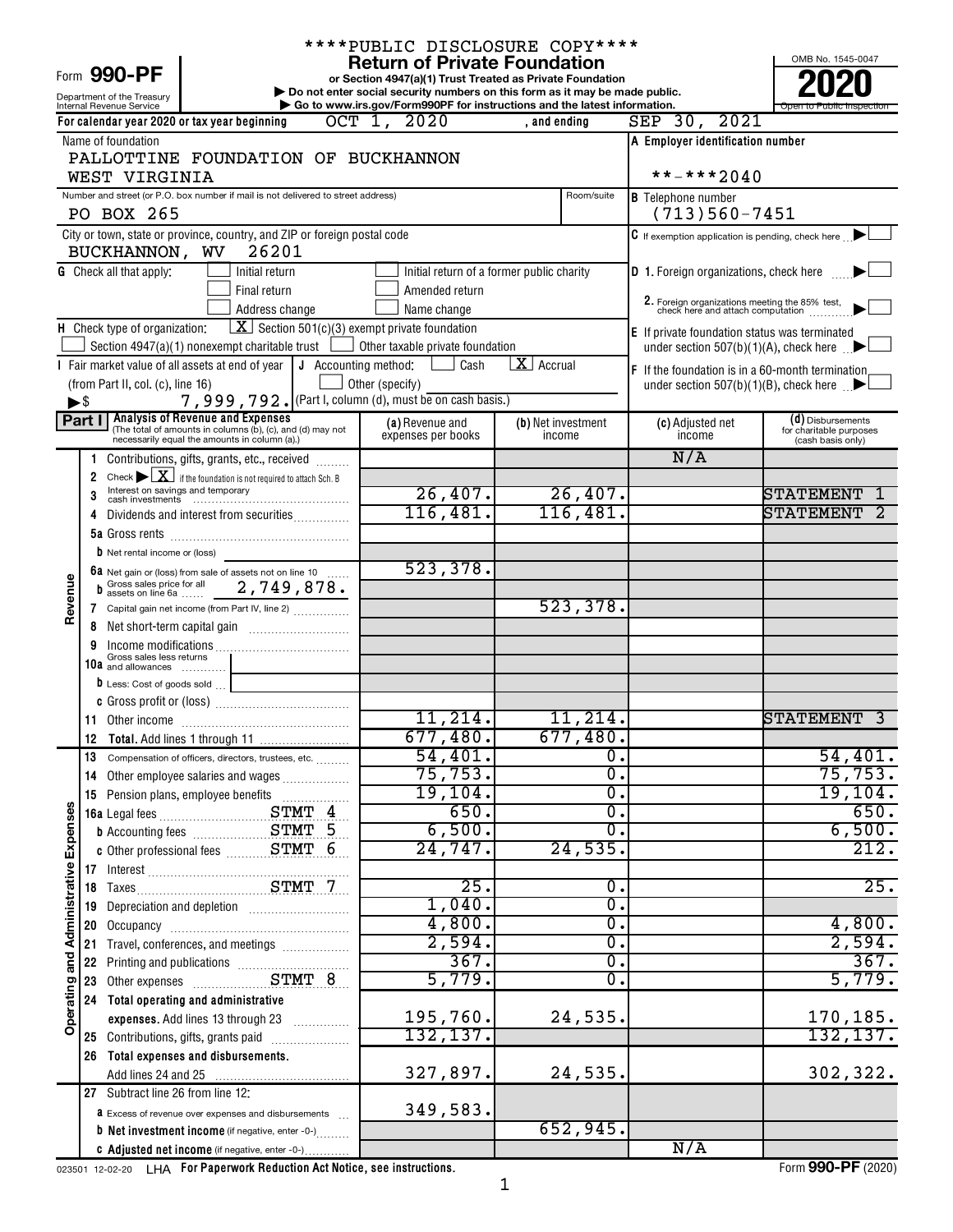****PUBLIC DISCLOSURE COPY****

Form **990-PF**

Department of the Treasury
Internal Revenue Service

# Return of Private Foundation

**or Section 4947(a)(1) Trust Treated as Private Foundation**

▶ Do not enter social security numbers on this form as it may be made public.
▶ Go to www.irs.gov/Form990PF for instructions and the latest information.

OMB No. 1545-0047

**2020**

Open to Public Inspection

For calendar year 2020 or tax year beginning OCT 1, 2020 , and ending SEP 30, 2021

Name of foundation
PALLOTTINE FOUNDATION OF BUCKHANNON
WEST VIRGINIA

A Employer identification number
\*\*-\*\*\*2040

Number and street (or P.O. box number if mail is not delivered to street address) | Room/suite
PO BOX 265

B Telephone number
(713)560-7451

City or town, state or province, country, and ZIP or foreign postal code
BUCKHANNON, WV 26201

C If exemption application is pending, check here ▶ ☐

G Check all that apply: ☐ Initial return ☐ Initial return of a former public charity ☐ Final return ☐ Amended return ☐ Address change ☐ Name change

D 1. Foreign organizations, check here ▶ ☐
2. Foreign organizations meeting the 85% test, check here and attach computation ▶ ☐

H Check type of organization: ☒ Section 501(c)(3) exempt private foundation ☐ Section 4947(a)(1) nonexempt charitable trust ☐ Other taxable private foundation

E If private foundation status was terminated under section 507(b)(1)(A), check here ▶ ☐

I Fair market value of all assets at end of year (from Part II, col. (c), line 16) ▶$ 7,999,792.

J Accounting method: ☐ Cash ☒ Accrual ☐ Other (specify) (Part I, column (d), must be on cash basis.)

F If the foundation is in a 60-month termination under section 507(b)(1)(B), check here ▶ ☐

## Part I Analysis of Revenue and Expenses

(The total of amounts in columns (b), (c), and (d) may not necessarily equal the amounts in column (a).)

| | | (a) Revenue and expenses per books | (b) Net investment income | (c) Adjusted net income | (d) Disbursements for charitable purposes (cash basis only) |
|---|---|---|---|---|---|
| Revenue | 1 Contributions, gifts, grants, etc., received | | | N/A | |
| | 2 Check ▶ ☒ if the foundation is not required to attach Sch. B | | | | |
| | 3 Interest on savings and temporary cash investments | 26,407. | 26,407. | | STATEMENT 1 |
| | 4 Dividends and interest from securities | 116,481. | 116,481. | | STATEMENT 2 |
| | 5a Gross rents | | | | |
| | b Net rental income or (loss) | | | | |
| | 6a Net gain or (loss) from sale of assets not on line 10 | 523,378. | | | |
| | b Gross sales price for all assets on line 6a 2,749,878. | | | | |
| | 7 Capital gain net income (from Part IV, line 2) | | 523,378. | | |
| | 8 Net short-term capital gain | | | | |
| | 9 Income modifications | | | | |
| | 10a Gross sales less returns and allowances | | | | |
| | b Less: Cost of goods sold | | | | |
| | c Gross profit or (loss) | | | | |
| | 11 Other income | 11,214. | 11,214. | | STATEMENT 3 |
| | 12 **Total.** Add lines 1 through 11 | 677,480. | 677,480. | | |
| Operating and Administrative Expenses | 13 Compensation of officers, directors, trustees, etc. | 54,401. | 0. | | 54,401. |
| | 14 Other employee salaries and wages | 75,753. | 0. | | 75,753. |
| | 15 Pension plans, employee benefits | 19,104. | 0. | | 19,104. |
| | 16a Legal fees STMT 4 | 650. | 0. | | 650. |
| | b Accounting fees STMT 5 | 6,500. | 0. | | 6,500. |
| | c Other professional fees STMT 6 | 24,747. | 24,535. | | 212. |
| | 17 Interest | | | | |
| | 18 Taxes STMT 7 | 25. | 0. | | 25. |
| | 19 Depreciation and depletion | 1,040. | 0. | | |
| | 20 Occupancy | 4,800. | 0. | | 4,800. |
| | 21 Travel, conferences, and meetings | 2,594. | 0. | | 2,594. |
| | 22 Printing and publications | 367. | 0. | | 367. |
| | 23 Other expenses STMT 8 | 5,779. | 0. | | 5,779. |
| | 24 **Total operating and administrative expenses.** Add lines 13 through 23 | 195,760. | 24,535. | | 170,185. |
| | 25 Contributions, gifts, grants paid | 132,137. | | | 132,137. |
| | 26 **Total expenses and disbursements.** Add lines 24 and 25 | 327,897. | 24,535. | | 302,322. |
| | 27 Subtract line 26 from line 12: | | | | |
| | a Excess of revenue over expenses and disbursements | 349,583. | | | |
| | b **Net investment income** (if negative, enter -0-) | | 652,945. | | |
| | c **Adjusted net income** (if negative, enter -0-) | | | N/A | |

023501 12-02-20 LHA For Paperwork Reduction Act Notice, see instructions. Form **990-PF** (2020)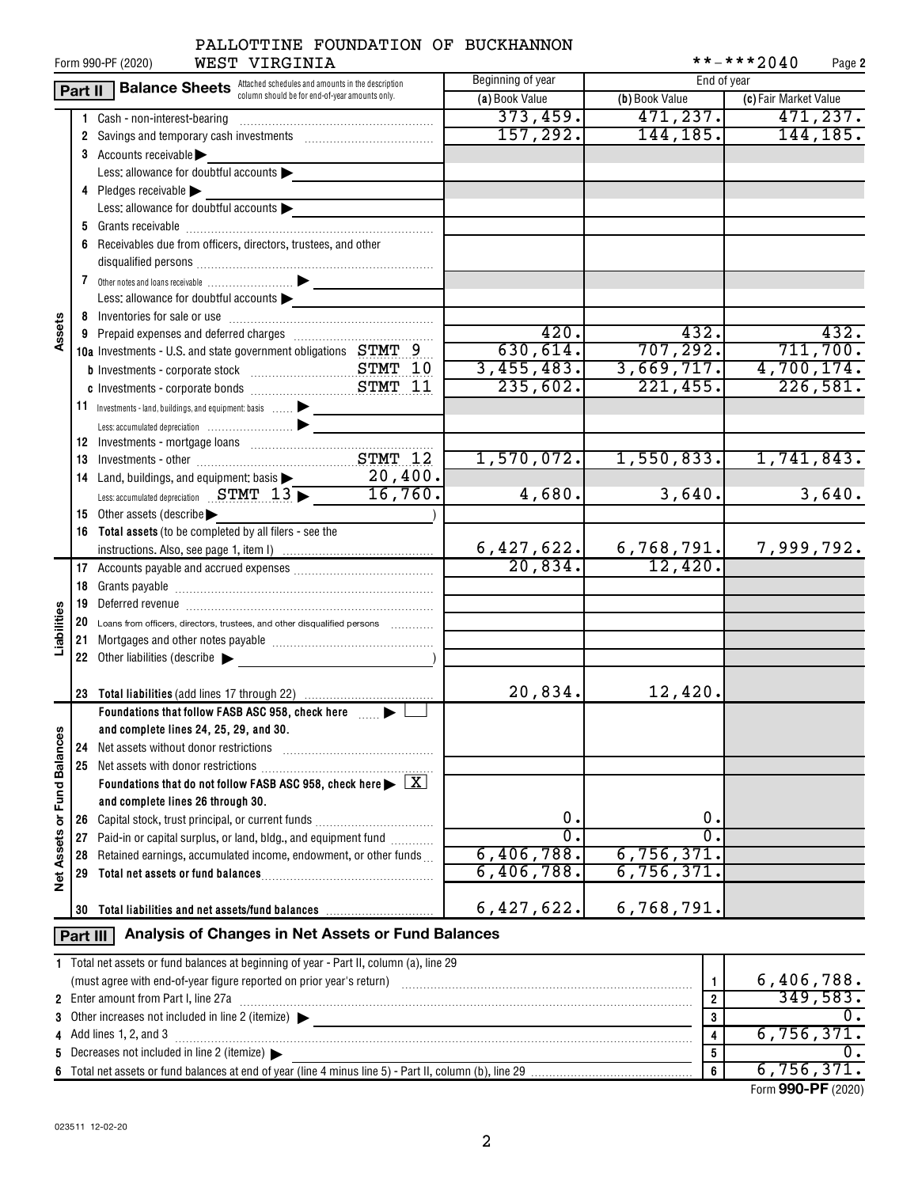PALLOTTINE FOUNDATION OF BUCKHANNON WEST VIRGINIA

Form 990-PF (2020) **-***2040 Page 2

## Part II Balance Sheets

Attached schedules and amounts in the description column should be for end-of-year amounts only.

| | | Beginning of year (a) Book Value | End of year (b) Book Value | End of year (c) Fair Market Value |
|---|---|---|---|---|
| **Assets** | 1 Cash - non-interest-bearing | 373,459. | 471,237. | 471,237. |
| | 2 Savings and temporary cash investments | 157,292. | 144,185. | 144,185. |
| | 3 Accounts receivable ▶ | | | |
| | Less: allowance for doubtful accounts ▶ | | | |
| | 4 Pledges receivable ▶ | | | |
| | Less: allowance for doubtful accounts ▶ | | | |
| | 5 Grants receivable | | | |
| | 6 Receivables due from officers, directors, trustees, and other disqualified persons | | | |
| | 7 Other notes and loans receivable ▶ | | | |
| | Less: allowance for doubtful accounts ▶ | | | |
| | 8 Inventories for sale or use | | | |
| | 9 Prepaid expenses and deferred charges | 420. | 432. | 432. |
| | 10a Investments - U.S. and state government obligations STMT 9 | 630,614. | 707,292. | 711,700. |
| | b Investments - corporate stock STMT 10 | 3,455,483. | 3,669,717. | 4,700,174. |
| | c Investments - corporate bonds STMT 11 | 235,602. | 221,455. | 226,581. |
| | 11 Investments - land, buildings, and equipment: basis ▶ | | | |
| | Less: accumulated depreciation ▶ | | | |
| | 12 Investments - mortgage loans | | | |
| | 13 Investments - other STMT 12 | 1,570,072. | 1,550,833. | 1,741,843. |
| | 14 Land, buildings, and equipment: basis ▶ 20,400. | | | |
| | Less: accumulated depreciation STMT 13 ▶ 16,760. | 4,680. | 3,640. | 3,640. |
| | 15 Other assets (describe ▶ ) | | | |
| | 16 Total assets (to be completed by all filers - see the instructions. Also, see page 1, item I) | 6,427,622. | 6,768,791. | 7,999,792. |
| **Liabilities** | 17 Accounts payable and accrued expenses | 20,834. | 12,420. | |
| | 18 Grants payable | | | |
| | 19 Deferred revenue | | | |
| | 20 Loans from officers, directors, trustees, and other disqualified persons | | | |
| | 21 Mortgages and other notes payable | | | |
| | 22 Other liabilities (describe ▶ ) | | | |
| | 23 Total liabilities (add lines 17 through 22) | 20,834. | 12,420. | |
| **Net Assets or Fund Balances** | Foundations that follow FASB ASC 958, check here ▶ ☐ and complete lines 24, 25, 29, and 30. | | | |
| | 24 Net assets without donor restrictions | | | |
| | 25 Net assets with donor restrictions | | | |
| | Foundations that do not follow FASB ASC 958, check here ▶ [X] and complete lines 26 through 30. | | | |
| | 26 Capital stock, trust principal, or current funds | 0. | 0. | |
| | 27 Paid-in or capital surplus, or land, bldg., and equipment fund | 0. | 0. | |
| | 28 Retained earnings, accumulated income, endowment, or other funds | 6,406,788. | 6,756,371. | |
| | 29 Total net assets or fund balances | 6,406,788. | 6,756,371. | |
| | 30 Total liabilities and net assets/fund balances | 6,427,622. | 6,768,791. | |

## Part III Analysis of Changes in Net Assets or Fund Balances

| | | | |
|---|---|---|---|
| 1 | Total net assets or fund balances at beginning of year - Part II, column (a), line 29 (must agree with end-of-year figure reported on prior year's return) | 1 | 6,406,788. |
| 2 | Enter amount from Part I, line 27a | 2 | 349,583. |
| 3 | Other increases not included in line 2 (itemize) ▶ | 3 | 0. |
| 4 | Add lines 1, 2, and 3 | 4 | 6,756,371. |
| 5 | Decreases not included in line 2 (itemize) ▶ | 5 | 0. |
| 6 | Total net assets or fund balances at end of year (line 4 minus line 5) - Part II, column (b), line 29 | 6 | 6,756,371. |

Form **990-PF** (2020)

023511 12-02-20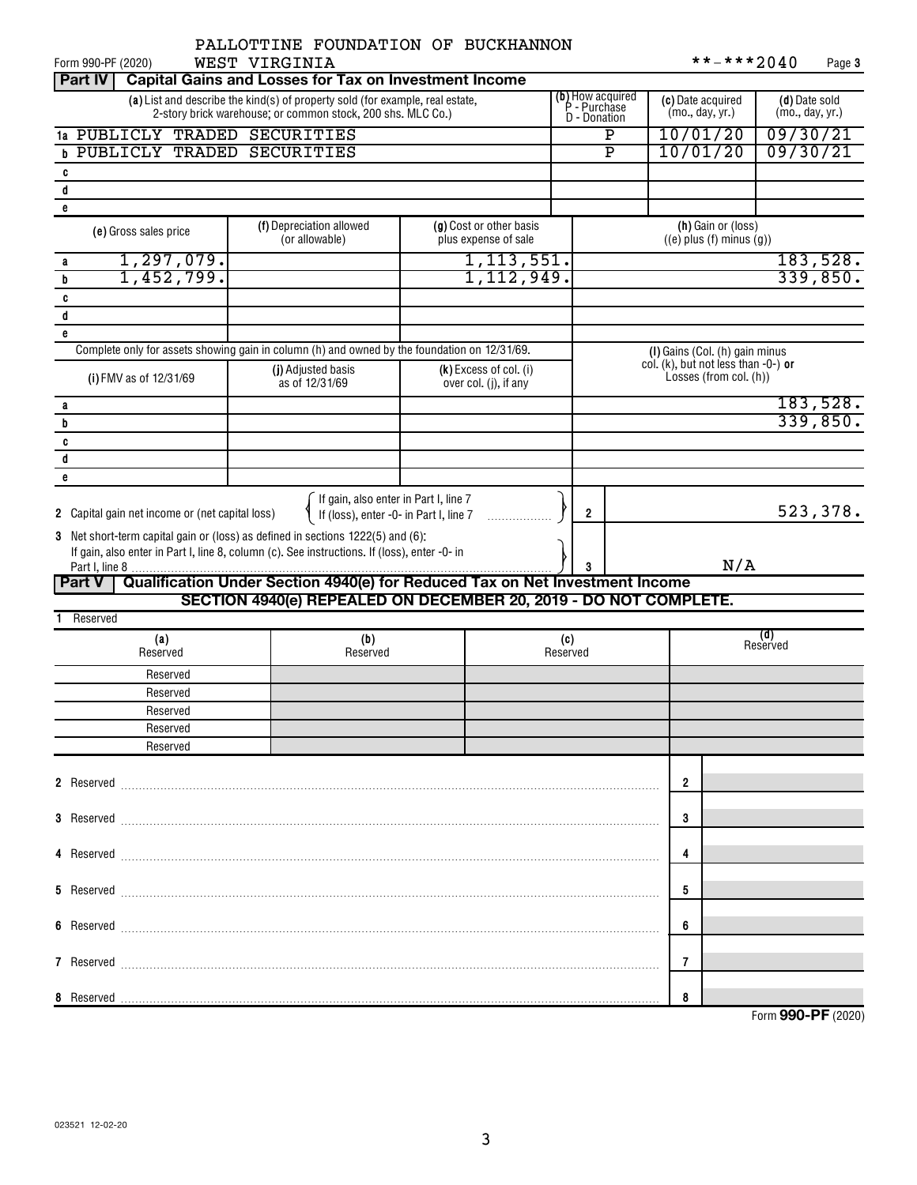PALLOTTINE FOUNDATION OF BUCKHANNON
WEST VIRGINIA

Form 990-PF (2020) **-***2040 Page 3

## Part IV Capital Gains and Losses for Tax on Investment Income

| | (a) List and describe the kind(s) of property sold (for example, real estate, 2-story brick warehouse; or common stock, 200 shs. MLC Co.) | (b) How acquired P - Purchase D - Donation | (c) Date acquired (mo., day, yr.) | (d) Date sold (mo., day, yr.) |
|---|---|---|---|---|
| 1a | PUBLICLY TRADED SECURITIES | P | 10/01/20 | 09/30/21 |
| b | PUBLICLY TRADED SECURITIES | P | 10/01/20 | 09/30/21 |
| c | | | | |
| d | | | | |
| e | | | | |

| | (e) Gross sales price | (f) Depreciation allowed (or allowable) | (g) Cost or other basis plus expense of sale | (h) Gain or (loss) ((e) plus (f) minus (g)) |
|---|---|---|---|---|
| a | 1,297,079. | | 1,113,551. | 183,528. |
| b | 1,452,799. | | 1,112,949. | 339,850. |
| c | | | | |
| d | | | | |
| e | | | | |

Complete only for assets showing gain in column (h) and owned by the foundation on 12/31/69.

| | (i) FMV as of 12/31/69 | (j) Adjusted basis as of 12/31/69 | (k) Excess of col. (i) over col. (j), if any | (l) Gains (Col. (h) gain minus col. (k), but not less than -0-) or Losses (from col. (h)) |
|---|---|---|---|---|
| a | | | | 183,528. |
| b | | | | 339,850. |
| c | | | | |
| d | | | | |
| e | | | | |

2 Capital gain net income or (net capital loss) { If gain, also enter in Part I, line 7; If (loss), enter -0- in Part I, line 7 } ..... 2 523,378.

3 Net short-term capital gain or (loss) as defined in sections 1222(5) and (6): If gain, also enter in Part I, line 8, column (c). See instructions. If (loss), enter -0- in Part I, line 8 ..... 3 N/A

## Part V Qualification Under Section 4940(e) for Reduced Tax on Net Investment Income

**SECTION 4940(e) REPEALED ON DECEMBER 20, 2019 - DO NOT COMPLETE.**

1 Reserved

| (a) Reserved | (b) Reserved | (c) Reserved | (d) Reserved |
|---|---|---|---|
| Reserved | | | |
| Reserved | | | |
| Reserved | | | |
| Reserved | | | |
| Reserved | | | |

2 Reserved ..... 2

3 Reserved ..... 3

4 Reserved ..... 4

5 Reserved ..... 5

6 Reserved ..... 6

7 Reserved ..... 7

8 Reserved ..... 8

Form **990-PF** (2020)

023521 12-02-20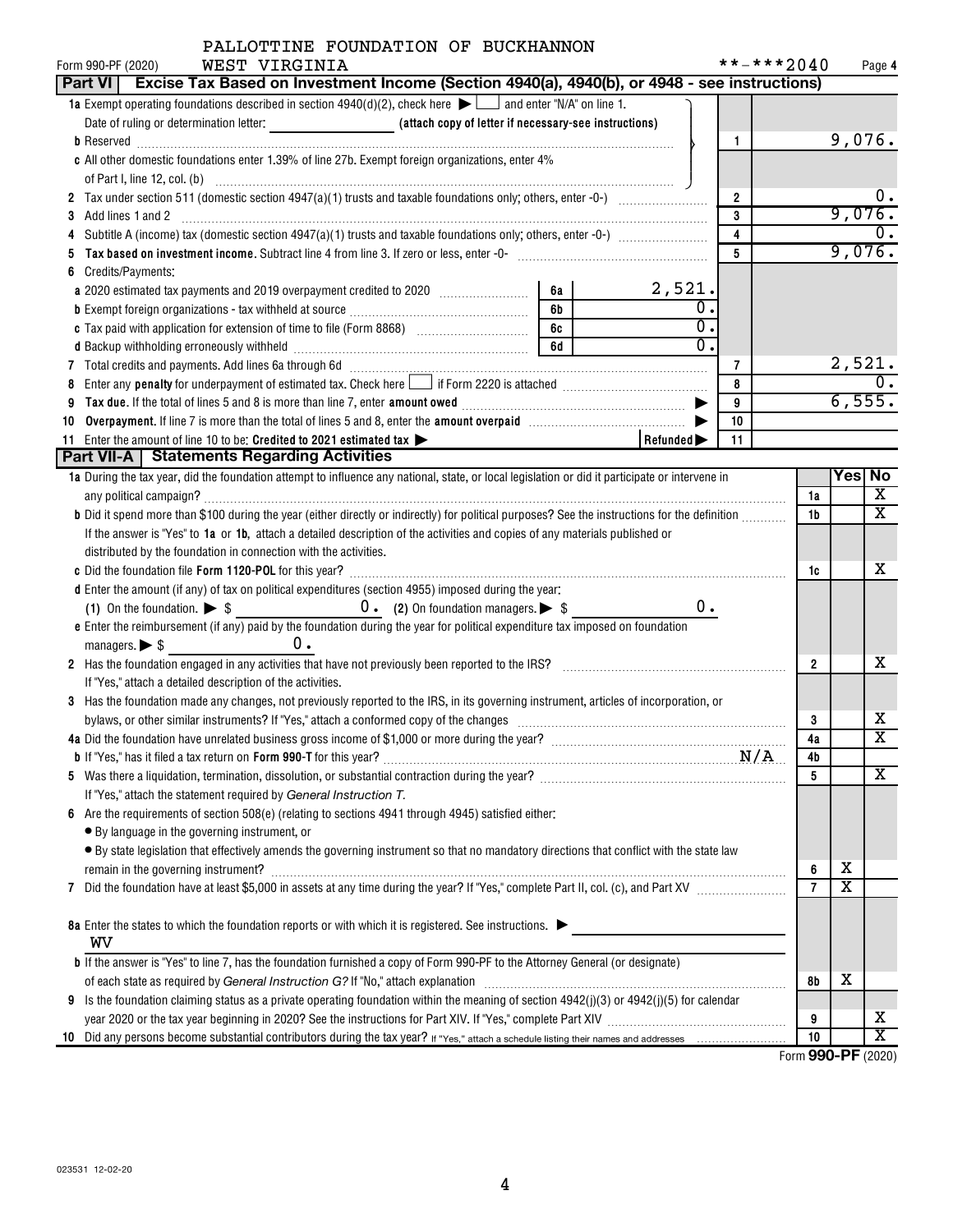PALLOTTINE FOUNDATION OF BUCKHANNON WEST VIRGINIA

Form 990-PF (2020) **-***2040

## Part VI Excise Tax Based on Investment Income (Section 4940(a), 4940(b), or 4948 - see instructions)

| | | | |
|---|---|---|---|
| **1a** Exempt operating foundations described in section 4940(d)(2), check here ☐ and enter "N/A" on line 1. Date of ruling or determination letter: (attach copy of letter if necessary-see instructions) | | | |
| **b** Reserved | | 1 | 9,076. |
| **c** All other domestic foundations enter 1.39% of line 27b. Exempt foreign organizations, enter 4% of Part I, line 12, col. (b) | | | |
| **2** Tax under section 511 (domestic section 4947(a)(1) trusts and taxable foundations only; others, enter -0-) | | 2 | 0. |
| **3** Add lines 1 and 2 | | 3 | 9,076. |
| **4** Subtitle A (income) tax (domestic section 4947(a)(1) trusts and taxable foundations only; others, enter -0-) | | 4 | 0. |
| **5** **Tax based on investment income.** Subtract line 4 from line 3. If zero or less, enter -0- | | 5 | 9,076. |
| **6** Credits/Payments: | | | |
| **a** 2020 estimated tax payments and 2019 overpayment credited to 2020 | 6a 2,521. | | |
| **b** Exempt foreign organizations - tax withheld at source | 6b 0. | | |
| **c** Tax paid with application for extension of time to file (Form 8868) | 6c 0. | | |
| **d** Backup withholding erroneously withheld | 6d 0. | | |
| **7** Total credits and payments. Add lines 6a through 6d | | 7 | 2,521. |
| **8** Enter any **penalty** for underpayment of estimated tax. Check here ☐ if Form 2220 is attached | | 8 | 0. |
| **9** **Tax due.** If the total of lines 5 and 8 is more than line 7, enter **amount owed** | | 9 | 6,555. |
| **10** **Overpayment.** If line 7 is more than the total of lines 5 and 8, enter the **amount overpaid** | | 10 | |
| **11** Enter the amount of line 10 to be: **Credited to 2021 estimated tax** | Refunded | 11 | |

## Part VII-A Statements Regarding Activities

| | | Yes | No |
|---|---|---|---|
| **1a** During the tax year, did the foundation attempt to influence any national, state, or local legislation or did it participate or intervene in any political campaign? | 1a | | X |
| **b** Did it spend more than $100 during the year (either directly or indirectly) for political purposes? See the instructions for the definition | 1b | | X |
| If the answer is "Yes" to **1a** or **1b**, attach a detailed description of the activities and copies of any materials published or distributed by the foundation in connection with the activities. | | | |
| **c** Did the foundation file **Form 1120-POL** for this year? | 1c | | X |
| **d** Enter the amount (if any) of tax on political expenditures (section 4955) imposed during the year: (1) On the foundation. $ 0. (2) On foundation managers. $ 0. | | | |
| **e** Enter the reimbursement (if any) paid by the foundation during the year for political expenditure tax imposed on foundation managers. $ 0. | | | |
| **2** Has the foundation engaged in any activities that have not previously been reported to the IRS? If "Yes," attach a detailed description of the activities. | 2 | | X |
| **3** Has the foundation made any changes, not previously reported to the IRS, in its governing instrument, articles of incorporation, or bylaws, or other similar instruments? If "Yes," attach a conformed copy of the changes | 3 | | X |
| **4a** Did the foundation have unrelated business gross income of $1,000 or more during the year? | 4a | | X |
| **b** If "Yes," has it filed a tax return on **Form 990-T** for this year? N/A | 4b | | |
| **5** Was there a liquidation, termination, dissolution, or substantial contraction during the year? If "Yes," attach the statement required by *General Instruction T.* | 5 | | X |
| **6** Are the requirements of section 508(e) (relating to sections 4941 through 4945) satisfied either: • By language in the governing instrument, or • By state legislation that effectively amends the governing instrument so that no mandatory directions that conflict with the state law remain in the governing instrument? | 6 | X | |
| **7** Did the foundation have at least $5,000 in assets at any time during the year? If "Yes," complete Part II, col. (c), and Part XV | 7 | X | |
| **8a** Enter the states to which the foundation reports or with which it is registered. See instructions. WV | | | |
| **b** If the answer is "Yes" to line 7, has the foundation furnished a copy of Form 990-PF to the Attorney General (or designate) of each state as required by *General Instruction G?* If "No," attach explanation | 8b | X | |
| **9** Is the foundation claiming status as a private operating foundation within the meaning of section 4942(j)(3) or 4942(j)(5) for calendar year 2020 or the tax year beginning in 2020? See the instructions for Part XIV. If "Yes," complete Part XIV | 9 | | X |
| **10** Did any persons become substantial contributors during the tax year? If "Yes," attach a schedule listing their names and addresses | 10 | | X |

Form **990-PF** (2020)

023531 12-02-20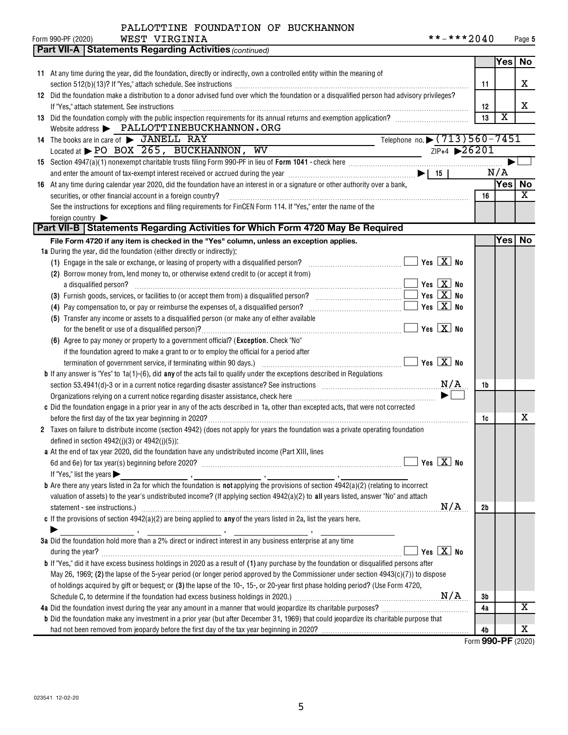PALLOTTINE FOUNDATION OF BUCKHANNON
WEST VIRGINIA

Form 990-PF (2020) **-***2040 Page 5

## Part VII-A Statements Regarding Activities *(continued)*

| | | | Yes | No |
|---|---|---|---|---|
| **11** | At any time during the year, did the foundation, directly or indirectly, own a controlled entity within the meaning of section 512(b)(13)? If "Yes," attach schedule. See instructions | 11 | | X |
| **12** | Did the foundation make a distribution to a donor advised fund over which the foundation or a disqualified person had advisory privileges? If "Yes," attach statement. See instructions | 12 | | X |
| **13** | Did the foundation comply with the public inspection requirements for its annual returns and exemption application? | 13 | X | |

Website address ▶ PALLOTTINEBUCKHANNON.ORG

**14** The books are in care of ▶ JANELL RAY Telephone no. ▶ (713)560-7451

Located at ▶ PO BOX 265, BUCKHANNON, WV ZIP+4 ▶ 26201

**15** Section 4947(a)(1) nonexempt charitable trusts filing Form 990-PF in lieu of **Form 1041** - check here ▶ ☐

and enter the amount of tax-exempt interest received or accrued during the year ▶ | 15 | N/A

| | | | Yes | No |
|---|---|---|---|---|
| **16** | At any time during calendar year 2020, did the foundation have an interest in or a signature or other authority over a bank, securities, or other financial account in a foreign country? | 16 | | X |

See the instructions for exceptions and filing requirements for FinCEN Form 114. If "Yes," enter the name of the foreign country ▶

## Part VII-B Statements Regarding Activities for Which Form 4720 May Be Required

**File Form 4720 if any item is checked in the "Yes" column, unless an exception applies.**

| | | | Yes | No |
|---|---|---|---|---|
| **1a** | During the year, did the foundation (either directly or indirectly): | | | |
| | (1) Engage in the sale or exchange, or leasing of property with a disqualified person? ☐ Yes ☒ No | | | |
| | (2) Borrow money from, lend money to, or otherwise extend credit to (or accept it from) a disqualified person? ☐ Yes ☒ No | | | |
| | (3) Furnish goods, services, or facilities to (or accept them from) a disqualified person? ☐ Yes ☒ No | | | |
| | (4) Pay compensation to, or pay or reimburse the expenses of, a disqualified person? ☐ Yes ☒ No | | | |
| | (5) Transfer any income or assets to a disqualified person (or make any of either available for the benefit or use of a disqualified person)? ☐ Yes ☒ No | | | |
| | (6) Agree to pay money or property to a government official? (**Exception.** Check "No" if the foundation agreed to make a grant to or to employ the official for a period after termination of government service, if terminating within 90 days.) ☐ Yes ☒ No | | | |
| **b** | If any answer is "Yes" to 1a(1)-(6), did **any** of the acts fail to qualify under the exceptions described in Regulations section 53.4941(d)-3 or in a current notice regarding disaster assistance? See instructions N/A | 1b | | |
| | Organizations relying on a current notice regarding disaster assistance, check here ▶ ☐ | | | |
| **c** | Did the foundation engage in a prior year in any of the acts described in 1a, other than excepted acts, that were not corrected before the first day of the tax year beginning in 2020? | 1c | | X |
| **2** | Taxes on failure to distribute income (section 4942) (does not apply for years the foundation was a private operating foundation defined in section 4942(j)(3) or 4942(j)(5)): | | | |
| **a** | At the end of tax year 2020, did the foundation have any undistributed income (Part XIII, lines 6d and 6e) for tax year(s) beginning before 2020? ☐ Yes ☒ No | | | |
| | If "Yes," list the years ▶ ______ , ______ , ______ , ______ | | | |
| **b** | Are there any years listed in 2a for which the foundation is **not** applying the provisions of section 4942(a)(2) (relating to incorrect valuation of assets) to the year's undistributed income? (If applying section 4942(a)(2) to **all** years listed, answer "No" and attach statement - see instructions.) N/A | 2b | | |
| **c** | If the provisions of section 4942(a)(2) are being applied to **any** of the years listed in 2a, list the years here. ▶ ______ , ______ , ______ , ______ | | | |
| **3a** | Did the foundation hold more than a 2% direct or indirect interest in any business enterprise at any time during the year? ☐ Yes ☒ No | | | |
| **b** | If "Yes," did it have excess business holdings in 2020 as a result of **(1)** any purchase by the foundation or disqualified persons after May 26, 1969; **(2)** the lapse of the 5-year period (or longer period approved by the Commissioner under section 4943(c)(7)) to dispose of holdings acquired by gift or bequest; or **(3)** the lapse of the 10-, 15-, or 20-year first phase holding period? (Use Form 4720, Schedule C, to determine if the foundation had excess business holdings in 2020.) N/A | 3b | | |
| **4a** | Did the foundation invest during the year any amount in a manner that would jeopardize its charitable purposes? | 4a | | X |
| **b** | Did the foundation make any investment in a prior year (but after December 31, 1969) that could jeopardize its charitable purpose that had not been removed from jeopardy before the first day of the tax year beginning in 2020? | 4b | | X |

Form **990-PF** (2020)

023541 12-02-20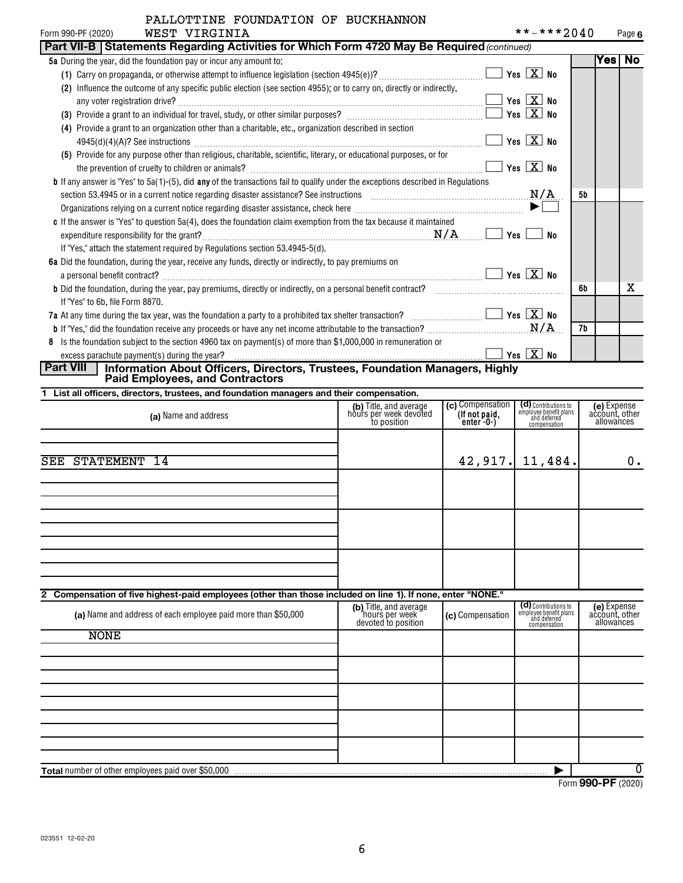PALLOTTINE FOUNDATION OF BUCKHANNON
Form 990-PF (2020) WEST VIRGINIA **-***2040

## Part VII-B Statements Regarding Activities for Which Form 4720 May Be Required *(continued)*

| | | Yes | No |
|---|---|---|---|
| **5a** During the year, did the foundation pay or incur any amount to: | | | |
| (1) Carry on propaganda, or otherwise attempt to influence legislation (section 4945(e))? ☐ Yes ☒ No | | | |
| (2) Influence the outcome of any specific public election (see section 4955); or to carry on, directly or indirectly, any voter registration drive? ☐ Yes ☒ No | | | |
| (3) Provide a grant to an individual for travel, study, or other similar purposes? ☐ Yes ☒ No | | | |
| (4) Provide a grant to an organization other than a charitable, etc., organization described in section 4945(d)(4)(A)? See instructions ☐ Yes ☒ No | | | |
| (5) Provide for any purpose other than religious, charitable, scientific, literary, or educational purposes, or for the prevention of cruelty to children or animals? ☐ Yes ☒ No | | | |
| **b** If any answer is "Yes" to 5a(1)-(5), did **any** of the transactions fail to qualify under the exceptions described in Regulations section 53.4945 or in a current notice regarding disaster assistance? See instructions N/A | 5b | | |
| Organizations relying on a current notice regarding disaster assistance, check here ▶ ☐ | | | |
| **c** If the answer is "Yes" to question 5a(4), does the foundation claim exemption from the tax because it maintained expenditure responsibility for the grant? N/A ☐ Yes ☐ No | | | |
| If "Yes," attach the statement required by Regulations section 53.4945-5(d). | | | |
| **6a** Did the foundation, during the year, receive any funds, directly or indirectly, to pay premiums on a personal benefit contract? ☐ Yes ☒ No | | | |
| **b** Did the foundation, during the year, pay premiums, directly or indirectly, on a personal benefit contract? | 6b | | X |
| If "Yes" to 6b, file Form 8870. | | | |
| **7a** At any time during the tax year, was the foundation a party to a prohibited tax shelter transaction? ☐ Yes ☒ No | | | |
| **b** If "Yes," did the foundation receive any proceeds or have any net income attributable to the transaction? N/A | 7b | | |
| **8** Is the foundation subject to the section 4960 tax on payment(s) of more than $1,000,000 in remuneration or excess parachute payment(s) during the year? ☐ Yes ☒ No | | | |

## Part VIII Information About Officers, Directors, Trustees, Foundation Managers, Highly Paid Employees, and Contractors

**1 List all officers, directors, trustees, and foundation managers and their compensation.**

| (a) Name and address | (b) Title, and average hours per week devoted to position | (c) Compensation (If not paid, enter -0-) | (d) Contributions to employee benefit plans and deferred compensation | (e) Expense account, other allowances |
|---|---|---|---|---|
| SEE STATEMENT 14 | | 42,917. | 11,484. | 0. |

**2 Compensation of five highest-paid employees (other than those included on line 1). If none, enter "NONE."**

| (a) Name and address of each employee paid more than $50,000 | (b) Title, and average hours per week devoted to position | (c) Compensation | (d) Contributions to employee benefit plans and deferred compensation | (e) Expense account, other allowances |
|---|---|---|---|---|
| NONE | | | | |

**Total** number of other employees paid over $50,000 ▶ 0

Form **990-PF** (2020)

023551 12-02-20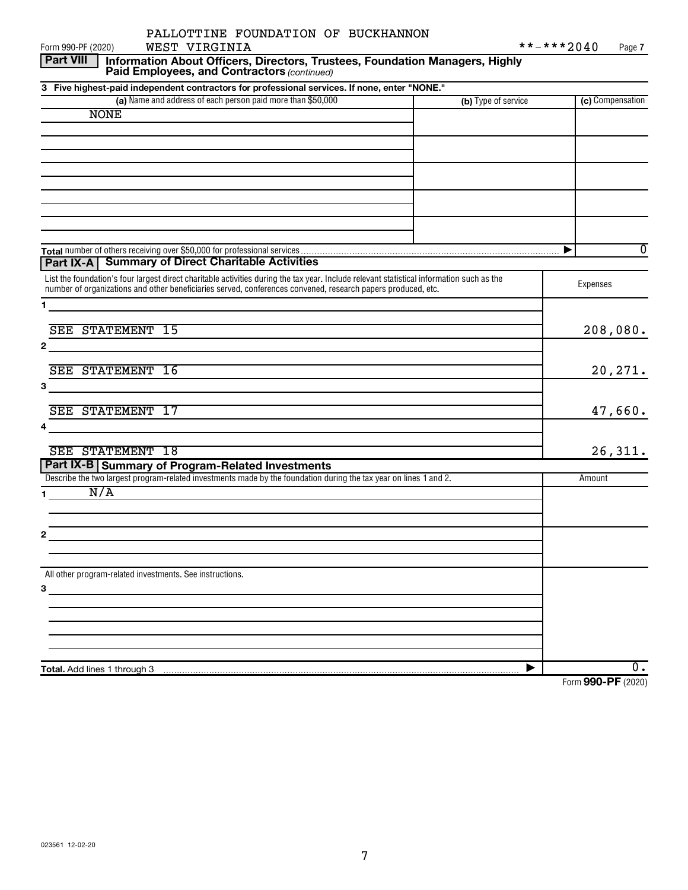PALLOTTINE FOUNDATION OF BUCKHANNON WEST VIRGINIA

Form 990-PF (2020) **-***2040 Page 7

**Part VIII** **Information About Officers, Directors, Trustees, Foundation Managers, Highly Paid Employees, and Contractors** *(continued)*

**3 Five highest-paid independent contractors for professional services. If none, enter "NONE."**

| (a) Name and address of each person paid more than $50,000 | (b) Type of service | (c) Compensation |
|---|---|---|
| NONE | | |
| | | |
| | | |
| | | |
| | | |

**Total** number of others receiving over $50,000 for professional services ▶ 0

**Part IX-A** **Summary of Direct Charitable Activities**

| List the foundation's four largest direct charitable activities during the tax year. Include relevant statistical information such as the number of organizations and other beneficiaries served, conferences convened, research papers produced, etc. | Expenses |
|---|---|
| 1 SEE STATEMENT 15 | 208,080. |
| 2 SEE STATEMENT 16 | 20,271. |
| 3 SEE STATEMENT 17 | 47,660. |
| 4 SEE STATEMENT 18 | 26,311. |

**Part IX-B** **Summary of Program-Related Investments**

| Describe the two largest program-related investments made by the foundation during the tax year on lines 1 and 2. | Amount |
|---|---|
| 1 N/A | |
| 2 | |
| All other program-related investments. See instructions. | |
| 3 | |
| **Total.** Add lines 1 through 3 ▶ | 0. |

Form **990-PF** (2020)

023561 12-02-20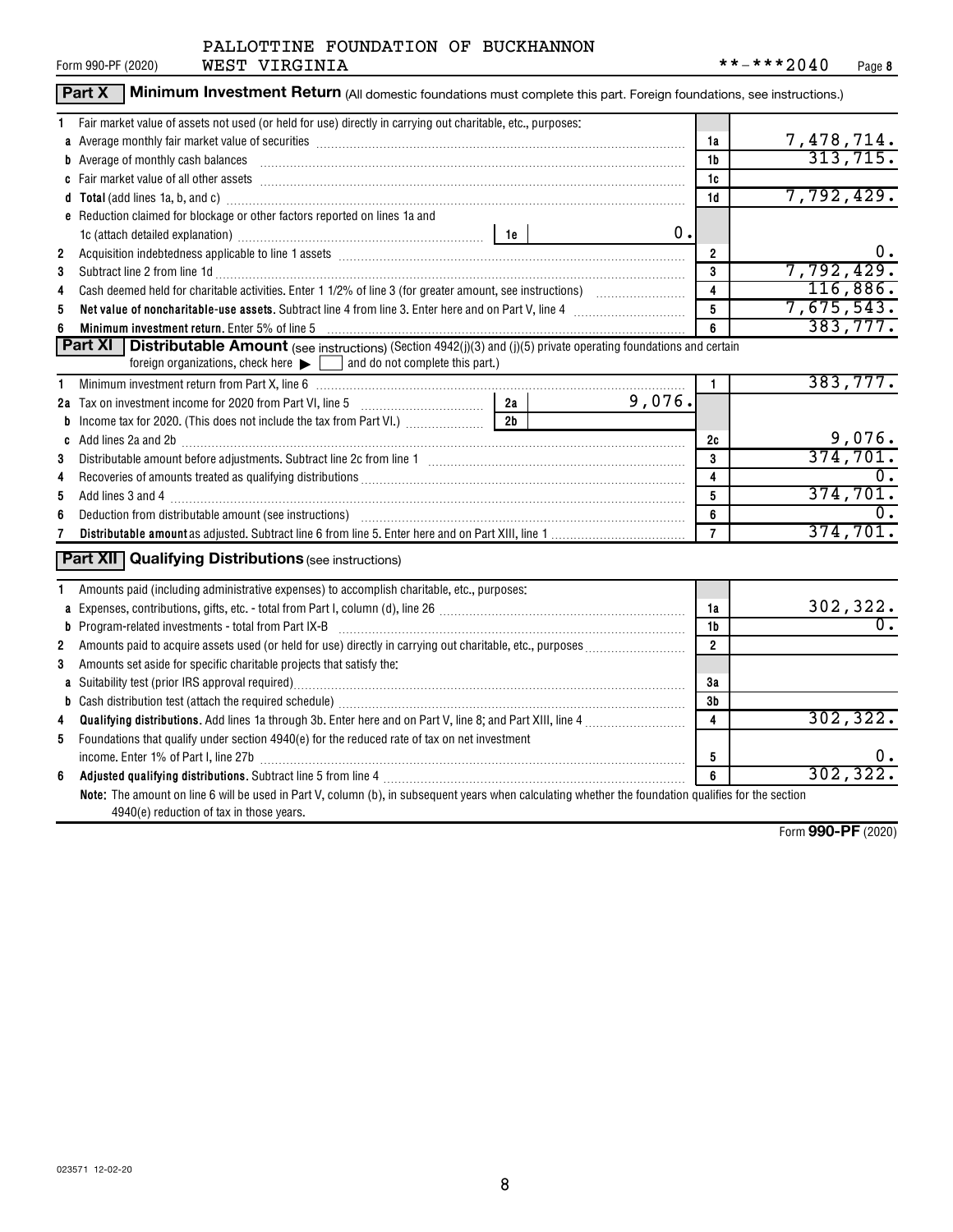Form 990-PF (2020) PALLOTTINE FOUNDATION OF BUCKHANNON WEST VIRGINIA **-***2040 Page 8

## Part X Minimum Investment Return (All domestic foundations must complete this part. Foreign foundations, see instructions.)

| | | | | |
|---|---|---|---|---|
| 1 | Fair market value of assets not used (or held for use) directly in carrying out charitable, etc., purposes: | | | |
| a | Average monthly fair market value of securities | | 1a | 7,478,714. |
| b | Average of monthly cash balances | | 1b | 313,715. |
| c | Fair market value of all other assets | | 1c | |
| d | **Total** (add lines 1a, b, and c) | | 1d | 7,792,429. |
| e | Reduction claimed for blockage or other factors reported on lines 1a and 1c (attach detailed explanation) | 1e 0. | | |
| 2 | Acquisition indebtedness applicable to line 1 assets | | 2 | 0. |
| 3 | Subtract line 2 from line 1d | | 3 | 7,792,429. |
| 4 | Cash deemed held for charitable activities. Enter 1 1/2% of line 3 (for greater amount, see instructions) | | 4 | 116,886. |
| 5 | **Net value of noncharitable-use assets.** Subtract line 4 from line 3. Enter here and on Part V, line 4 | | 5 | 7,675,543. |
| 6 | **Minimum investment return.** Enter 5% of line 5 | | 6 | 383,777. |

## Part XI Distributable Amount (see instructions) (Section 4942(j)(3) and (j)(5) private operating foundations and certain foreign organizations, check here ▶ ☐ and do not complete this part.)

| | | | | |
|---|---|---|---|---|
| 1 | Minimum investment return from Part X, line 6 | | 1 | 383,777. |
| 2a | Tax on investment income for 2020 from Part VI, line 5 | 2a 9,076. | | |
| b | Income tax for 2020. (This does not include the tax from Part VI.) | 2b | | |
| c | Add lines 2a and 2b | | 2c | 9,076. |
| 3 | Distributable amount before adjustments. Subtract line 2c from line 1 | | 3 | 374,701. |
| 4 | Recoveries of amounts treated as qualifying distributions | | 4 | 0. |
| 5 | Add lines 3 and 4 | | 5 | 374,701. |
| 6 | Deduction from distributable amount (see instructions) | | 6 | 0. |
| 7 | **Distributable amount** as adjusted. Subtract line 6 from line 5. Enter here and on Part XIII, line 1 | | 7 | 374,701. |

## Part XII Qualifying Distributions (see instructions)

| | | | |
|---|---|---|---|
| 1 | Amounts paid (including administrative expenses) to accomplish charitable, etc., purposes: | | |
| a | Expenses, contributions, gifts, etc. - total from Part I, column (d), line 26 | 1a | 302,322. |
| b | Program-related investments - total from Part IX-B | 1b | 0. |
| 2 | Amounts paid to acquire assets used (or held for use) directly in carrying out charitable, etc., purposes | 2 | |
| 3 | Amounts set aside for specific charitable projects that satisfy the: | | |
| a | Suitability test (prior IRS approval required) | 3a | |
| b | Cash distribution test (attach the required schedule) | 3b | |
| 4 | **Qualifying distributions.** Add lines 1a through 3b. Enter here and on Part V, line 8; and Part XIII, line 4 | 4 | 302,322. |
| 5 | Foundations that qualify under section 4940(e) for the reduced rate of tax on net investment income. Enter 1% of Part I, line 27b | 5 | 0. |
| 6 | **Adjusted qualifying distributions.** Subtract line 5 from line 4 | 6 | 302,322. |

**Note:** The amount on line 6 will be used in Part V, column (b), in subsequent years when calculating whether the foundation qualifies for the section 4940(e) reduction of tax in those years.

Form **990-PF** (2020)

023571 12-02-20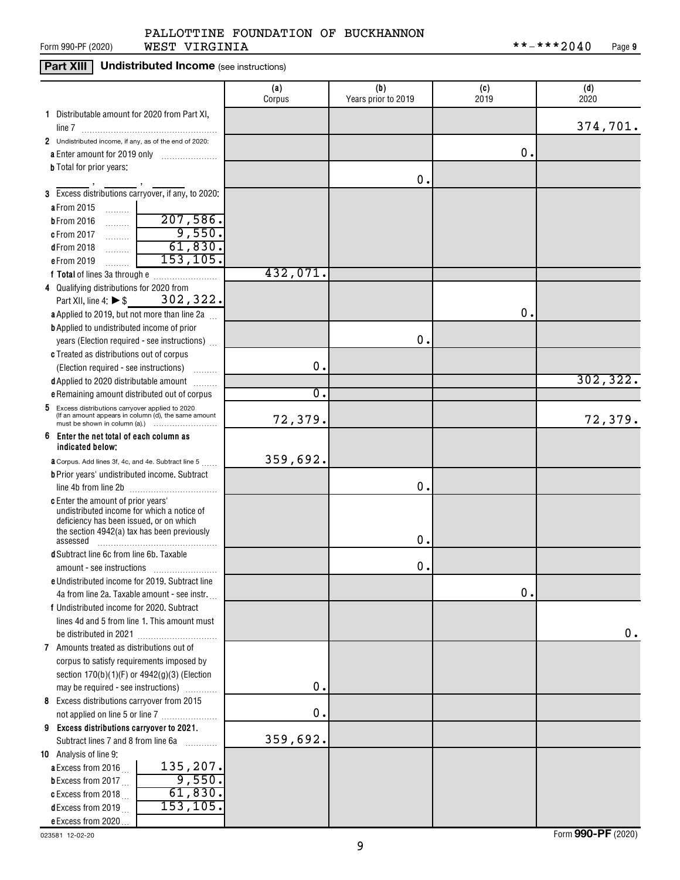PALLOTTINE FOUNDATION OF BUCKHANNON
WEST VIRGINIA

Form 990-PF (2020) **-***2040 Page 9

## Part XIII Undistributed Income (see instructions)

| | (a) Corpus | (b) Years prior to 2019 | (c) 2019 | (d) 2020 |
|---|---|---|---|---|
| **1** Distributable amount for 2020 from Part XI, line 7 | | | | 374,701. |
| **2** Undistributed income, if any, as of the end of 2020: | | | | |
| **a** Enter amount for 2019 only | | | 0. | |
| **b** Total for prior years: ______ , ______ , ______ | | 0. | | |
| **3** Excess distributions carryover, if any, to 2020: | | | | |
| **a** From 2015 | | | | |
| **b** From 2016 ... 207,586. | | | | |
| **c** From 2017 ... 9,550. | | | | |
| **d** From 2018 ... 61,830. | | | | |
| **e** From 2019 ... 153,105. | | | | |
| **f Total** of lines 3a through e | 432,071. | | | |
| **4** Qualifying distributions for 2020 from Part XII, line 4: ▶ $ 302,322. | | | | |
| **a** Applied to 2019, but not more than line 2a | | | 0. | |
| **b** Applied to undistributed income of prior years (Election required - see instructions) | | 0. | | |
| **c** Treated as distributions out of corpus (Election required - see instructions) | 0. | | | |
| **d** Applied to 2020 distributable amount | | | | 302,322. |
| **e** Remaining amount distributed out of corpus | 0. | | | |
| **5** Excess distributions carryover applied to 2020 (If an amount appears in column (d), the same amount must be shown in column (a).) | 72,379. | | | 72,379. |
| **6 Enter the net total of each column as indicated below:** | | | | |
| **a** Corpus. Add lines 3f, 4c, and 4e. Subtract line 5 | 359,692. | | | |
| **b** Prior years' undistributed income. Subtract line 4b from line 2b | | 0. | | |
| **c** Enter the amount of prior years' undistributed income for which a notice of deficiency has been issued, or on which the section 4942(a) tax has been previously assessed | | 0. | | |
| **d** Subtract line 6c from line 6b. Taxable amount - see instructions | | 0. | | |
| **e** Undistributed income for 2019. Subtract line 4a from line 2a. Taxable amount - see instr. | | | 0. | |
| **f** Undistributed income for 2020. Subtract lines 4d and 5 from line 1. This amount must be distributed in 2021 | | | | 0. |
| **7** Amounts treated as distributions out of corpus to satisfy requirements imposed by section 170(b)(1)(F) or 4942(g)(3) (Election may be required - see instructions) | 0. | | | |
| **8** Excess distributions carryover from 2015 not applied on line 5 or line 7 | 0. | | | |
| **9 Excess distributions carryover to 2021.** Subtract lines 7 and 8 from line 6a | 359,692. | | | |
| **10** Analysis of line 9: | | | | |
| **a** Excess from 2016 ... 135,207. | | | | |
| **b** Excess from 2017 ... 9,550. | | | | |
| **c** Excess from 2018 ... 61,830. | | | | |
| **d** Excess from 2019 ... 153,105. | | | | |
| **e** Excess from 2020 ... | | | | |

023581 12-02-20 Form **990-PF** (2020)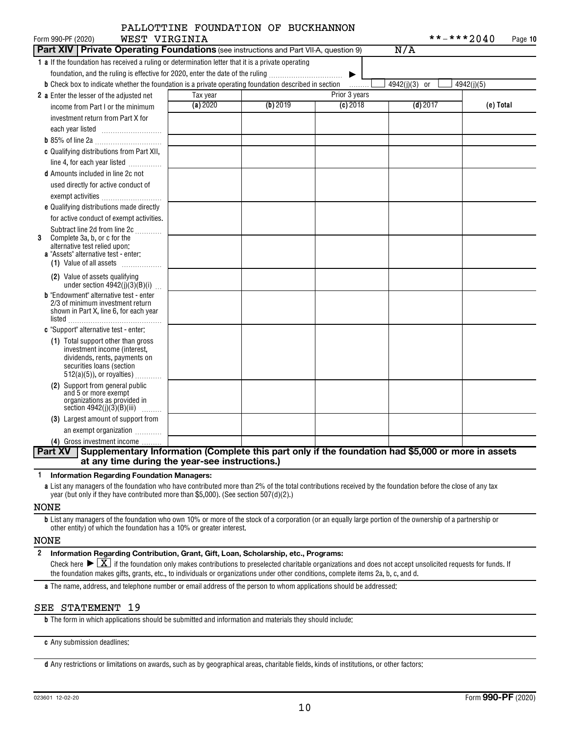PALLOTTINE FOUNDATION OF BUCKHANNON
WEST VIRGINIA **-***2040

Form 990-PF (2020)

**Part XIV | Private Operating Foundations** (see instructions and Part VII-A, question 9) N/A

1 a If the foundation has received a ruling or determination letter that it is a private operating foundation, and the ruling is effective for 2020, enter the date of the ruling ▶

b Check box to indicate whether the foundation is a private operating foundation described in section ☐ 4942(j)(3) or ☐ 4942(j)(5)

| | Tax year | Prior 3 years | | | |
|---|---|---|---|---|---|
| | (a) 2020 | (b) 2019 | (c) 2018 | (d) 2017 | (e) Total |
| 2 a Enter the lesser of the adjusted net income from Part I or the minimum investment return from Part X for each year listed | | | | | |
| b 85% of line 2a | | | | | |
| c Qualifying distributions from Part XII, line 4, for each year listed | | | | | |
| d Amounts included in line 2c not used directly for active conduct of exempt activities | | | | | |
| e Qualifying distributions made directly for active conduct of exempt activities. Subtract line 2d from line 2c | | | | | |
| 3 Complete 3a, b, or c for the alternative test relied upon: a "Assets" alternative test - enter: (1) Value of all assets | | | | | |
| (2) Value of assets qualifying under section 4942(j)(3)(B)(i) | | | | | |
| b "Endowment" alternative test - enter 2/3 of minimum investment return shown in Part X, line 6, for each year listed | | | | | |
| c "Support" alternative test - enter: (1) Total support other than gross investment income (interest, dividends, rents, payments on securities loans (section 512(a)(5)), or royalties) | | | | | |
| (2) Support from general public and 5 or more exempt organizations as provided in section 4942(j)(3)(B)(iii) | | | | | |
| (3) Largest amount of support from an exempt organization | | | | | |
| (4) Gross investment income | | | | | |

**Part XV | Supplementary Information (Complete this part only if the foundation had $5,000 or more in assets at any time during the year-see instructions.)**

**1 Information Regarding Foundation Managers:**

a List any managers of the foundation who have contributed more than 2% of the total contributions received by the foundation before the close of any tax year (but only if they have contributed more than $5,000). (See section 507(d)(2).)

NONE

b List any managers of the foundation who own 10% or more of the stock of a corporation (or an equally large portion of the ownership of a partnership or other entity) of which the foundation has a 10% or greater interest.

NONE

**2 Information Regarding Contribution, Grant, Gift, Loan, Scholarship, etc., Programs:**

Check here ▶ [X] if the foundation only makes contributions to preselected charitable organizations and does not accept unsolicited requests for funds. If the foundation makes gifts, grants, etc., to individuals or organizations under other conditions, complete items 2a, b, c, and d.

a The name, address, and telephone number or email address of the person to whom applications should be addressed:

SEE STATEMENT 19

b The form in which applications should be submitted and information and materials they should include:

c Any submission deadlines:

d Any restrictions or limitations on awards, such as by geographical areas, charitable fields, kinds of institutions, or other factors:

023601 12-02-20 Form **990-PF** (2020)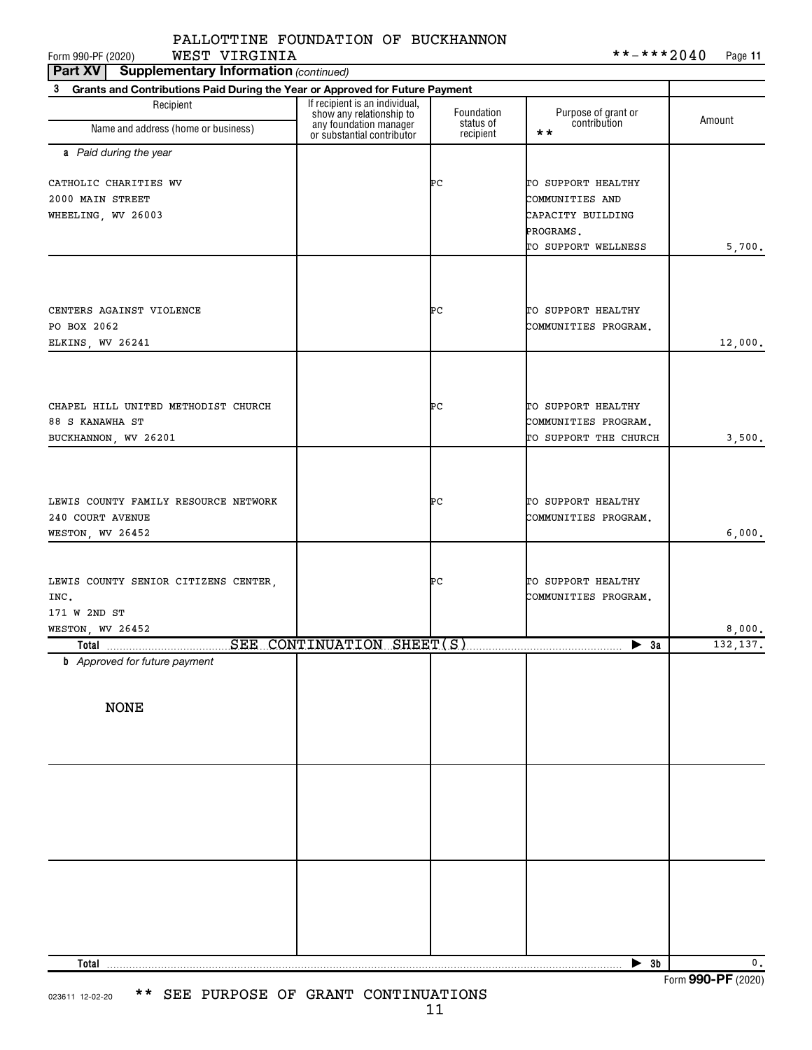PALLOTTINE FOUNDATION OF BUCKHANNON

Form 990-PF (2020) WEST VIRGINIA **-***2040 Page 11

**Part XV Supplementary Information** *(continued)*

**3 Grants and Contributions Paid During the Year or Approved for Future Payment**

| Recipient<br>Name and address (home or business) | If recipient is an individual, show any relationship to any foundation manager or substantial contributor | Foundation status of recipient | Purpose of grant or contribution ** | Amount |
|---|---|---|---|---|
| ***a** Paid during the year* | | | | |
| CATHOLIC CHARITIES WV<br>2000 MAIN STREET<br>WHEELING, WV 26003 | | PC | TO SUPPORT HEALTHY COMMUNITIES AND CAPACITY BUILDING PROGRAMS.<br>TO SUPPORT WELLNESS | 5,700. |
| CENTERS AGAINST VIOLENCE<br>PO BOX 2062<br>ELKINS, WV 26241 | | PC | TO SUPPORT HEALTHY COMMUNITIES PROGRAM. | 12,000. |
| CHAPEL HILL UNITED METHODIST CHURCH<br>88 S KANAWHA ST<br>BUCKHANNON, WV 26201 | | PC | TO SUPPORT HEALTHY COMMUNITIES PROGRAM.<br>TO SUPPORT THE CHURCH | 3,500. |
| LEWIS COUNTY FAMILY RESOURCE NETWORK<br>240 COURT AVENUE<br>WESTON, WV 26452 | | PC | TO SUPPORT HEALTHY COMMUNITIES PROGRAM. | 6,000. |
| LEWIS COUNTY SENIOR CITIZENS CENTER, INC.<br>171 W 2ND ST<br>WESTON, WV 26452 | | PC | TO SUPPORT HEALTHY COMMUNITIES PROGRAM. | 8,000. |
| **Total** SEE CONTINUATION SHEET(S) | | | ▶ **3a** | 132,137. |
| ***b** Approved for future payment* | | | | |
| NONE | | | | |
| **Total** | | | ▶ **3b** | 0. |

Form **990-PF** (2020)

023611 12-02-20 ** SEE PURPOSE OF GRANT CONTINUATIONS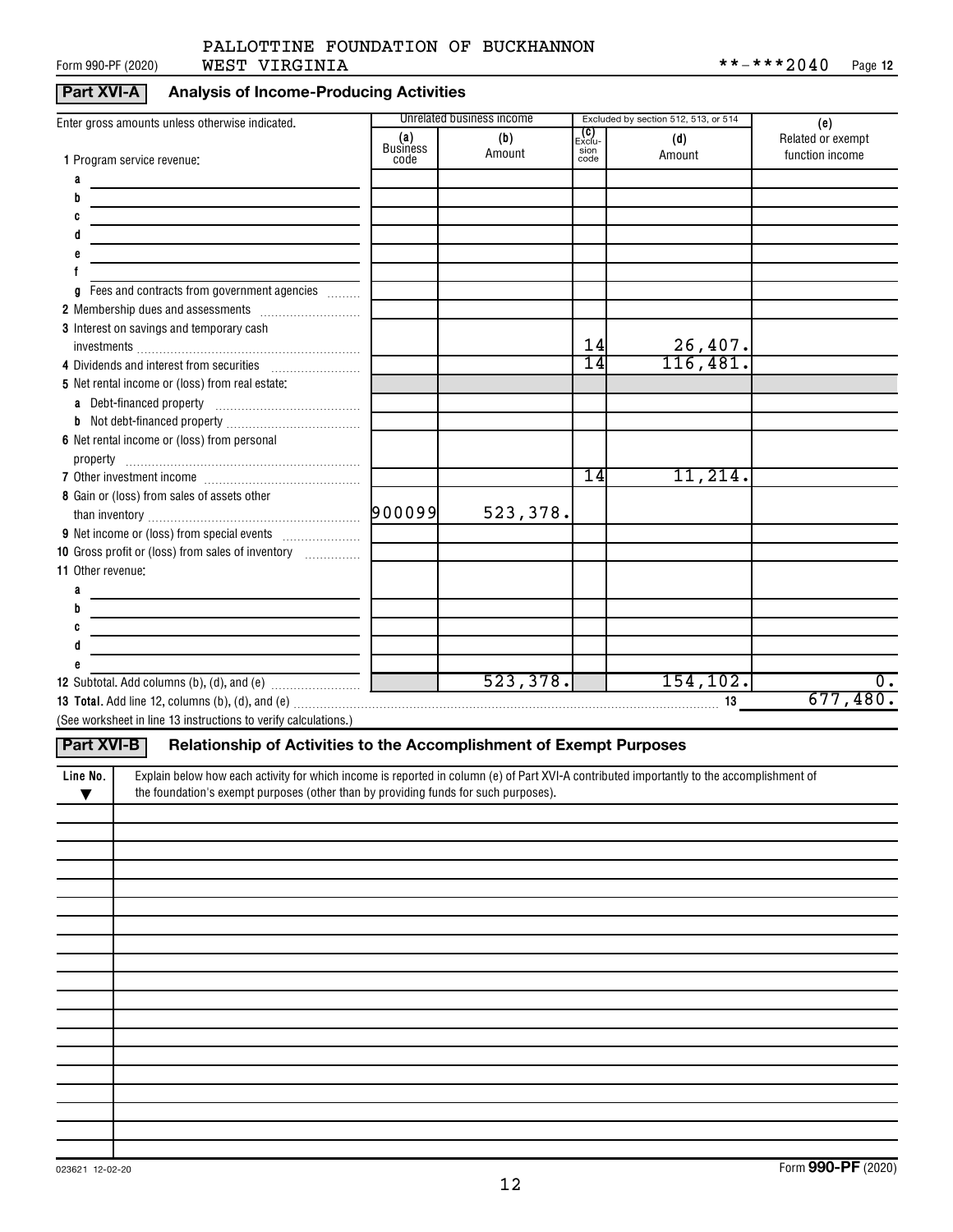PALLOTTINE FOUNDATION OF BUCKHANNON
Form 990-PF (2020) WEST VIRGINIA **-***2040 Page 12

## Part XVI-A Analysis of Income-Producing Activities

| Enter gross amounts unless otherwise indicated. | Unrelated business income | | Excluded by section 512, 513, or 514 | | (e) |
|---|---|---|---|---|---|
| | (a) Business code | (b) Amount | (c) Exclusion code | (d) Amount | Related or exempt function income |
| 1 Program service revenue: | | | | | |
| a | | | | | |
| b | | | | | |
| c | | | | | |
| d | | | | | |
| e | | | | | |
| f | | | | | |
| g Fees and contracts from government agencies | | | | | |
| 2 Membership dues and assessments | | | | | |
| 3 Interest on savings and temporary cash investments | | | 14 | 26,407. | |
| 4 Dividends and interest from securities | | | 14 | 116,481. | |
| 5 Net rental income or (loss) from real estate: | | | | | |
| a Debt-financed property | | | | | |
| b Not debt-financed property | | | | | |
| 6 Net rental income or (loss) from personal property | | | | | |
| 7 Other investment income | | | 14 | 11,214. | |
| 8 Gain or (loss) from sales of assets other than inventory | 900099 | 523,378. | | | |
| 9 Net income or (loss) from special events | | | | | |
| 10 Gross profit or (loss) from sales of inventory | | | | | |
| 11 Other revenue: | | | | | |
| a | | | | | |
| b | | | | | |
| c | | | | | |
| d | | | | | |
| e | | | | | |
| 12 Subtotal. Add columns (b), (d), and (e) | | 523,378. | | 154,102. | 0. |
| **13 Total.** Add line 12, columns (b), (d), and (e) | | | | 13 | 677,480. |

(See worksheet in line 13 instructions to verify calculations.)

## Part XVI-B Relationship of Activities to the Accomplishment of Exempt Purposes

| Line No. ▼ | Explain below how each activity for which income is reported in column (e) of Part XVI-A contributed importantly to the accomplishment of the foundation's exempt purposes (other than by providing funds for such purposes). |
|---|---|
| | |

023621 12-02-20 Form **990-PF** (2020)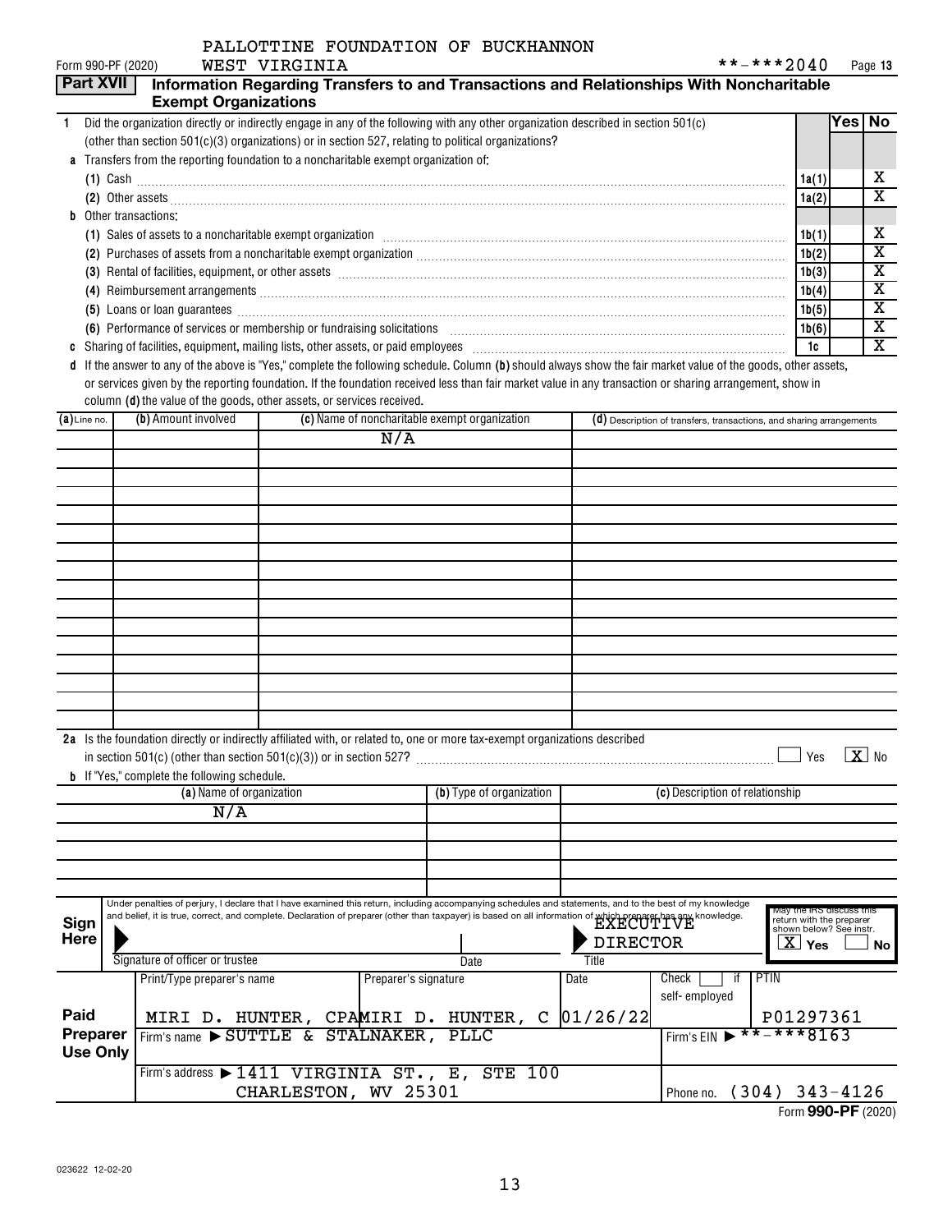PALLOTTINE FOUNDATION OF BUCKHANNON
WEST VIRGINIA

Form 990-PF (2020) **-***2040

## Part XVII Information Regarding Transfers to and Transactions and Relationships With Noncharitable Exempt Organizations

| | | | Yes | No |
|---|---|---|---|---|
| 1 | Did the organization directly or indirectly engage in any of the following with any other organization described in section 501(c) (other than section 501(c)(3) organizations) or in section 527, relating to political organizations? | | | |
| a | Transfers from the reporting foundation to a noncharitable exempt organization of: | | | |
| | (1) Cash | 1a(1) | | X |
| | (2) Other assets | 1a(2) | | X |
| b | Other transactions: | | | |
| | (1) Sales of assets to a noncharitable exempt organization | 1b(1) | | X |
| | (2) Purchases of assets from a noncharitable exempt organization | 1b(2) | | X |
| | (3) Rental of facilities, equipment, or other assets | 1b(3) | | X |
| | (4) Reimbursement arrangements | 1b(4) | | X |
| | (5) Loans or loan guarantees | 1b(5) | | X |
| | (6) Performance of services or membership or fundraising solicitations | 1b(6) | | X |
| c | Sharing of facilities, equipment, mailing lists, other assets, or paid employees | 1c | | X |

**d** If the answer to any of the above is "Yes," complete the following schedule. Column **(b)** should always show the fair market value of the goods, other assets, or services given by the reporting foundation. If the foundation received less than fair market value in any transaction or sharing arrangement, show in column **(d)** the value of the goods, other assets, or services received.

| (a) Line no. | (b) Amount involved | (c) Name of noncharitable exempt organization | (d) Description of transfers, transactions, and sharing arrangements |
|---|---|---|---|
| | | N/A | |

**2a** Is the foundation directly or indirectly affiliated with, or related to, one or more tax-exempt organizations described in section 501(c) (other than section 501(c)(3)) or in section 527? ☐ Yes ☒ No

**b** If "Yes," complete the following schedule.

| (a) Name of organization | (b) Type of organization | (c) Description of relationship |
|---|---|---|
| N/A | | |

**Sign Here**

Under penalties of perjury, I declare that I have examined this return, including accompanying schedules and statements, and to the best of my knowledge and belief, it is true, correct, and complete. Declaration of preparer (other than taxpayer) is based on all information of which preparer has any knowledge.

Signature of officer or trustee | Date | Title: EXECUTIVE DIRECTOR

May the IRS discuss this return with the preparer shown below? See instr. ☒ Yes ☐ No

**Paid Preparer Use Only**

| Print/Type preparer's name | Preparer's signature | Date | Check ☐ if self-employed | PTIN |
|---|---|---|---|---|
| MIRI D. HUNTER, CPA | MIRI D. HUNTER, C | 01/26/22 | | P01297361 |

Firm's name ▶ SUTTLE & STALNAKER, PLLC — Firm's EIN ▶ **-***8163

Firm's address ▶ 1411 VIRGINIA ST., E, STE 100, CHARLESTON, WV 25301 — Phone no. (304) 343-4126

Form **990-PF** (2020)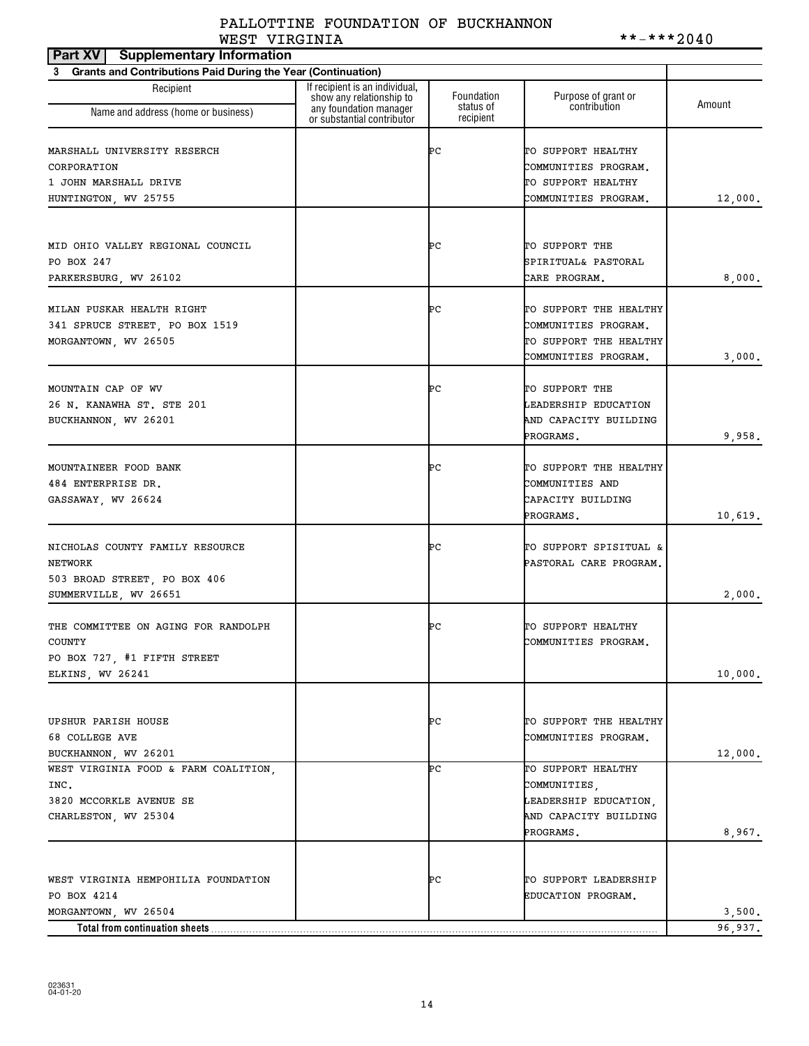PALLOTTINE FOUNDATION OF BUCKHANNON
WEST VIRGINIA **-***2040

**Part XV | Supplementary Information**

**3 Grants and Contributions Paid During the Year (Continuation)**

| Recipient Name and address (home or business) | If recipient is an individual, show any relationship to any foundation manager or substantial contributor | Foundation status of recipient | Purpose of grant or contribution | Amount |
|---|---|---|---|---|
| MARSHALL UNIVERSITY RESERCH CORPORATION 1 JOHN MARSHALL DRIVE HUNTINGTON, WV 25755 | | PC | TO SUPPORT HEALTHY COMMUNITIES PROGRAM. TO SUPPORT HEALTHY COMMUNITIES PROGRAM. | 12,000. |
| MID OHIO VALLEY REGIONAL COUNCIL PO BOX 247 PARKERSBURG, WV 26102 | | PC | TO SUPPORT THE SPIRITUAL& PASTORAL CARE PROGRAM. | 8,000. |
| MILAN PUSKAR HEALTH RIGHT 341 SPRUCE STREET, PO BOX 1519 MORGANTOWN, WV 26505 | | PC | TO SUPPORT THE HEALTHY COMMUNITIES PROGRAM. TO SUPPORT THE HEALTHY COMMUNITIES PROGRAM. | 3,000. |
| MOUNTAIN CAP OF WV 26 N. KANAWHA ST. STE 201 BUCKHANNON, WV 26201 | | PC | TO SUPPORT THE LEADERSHIP EDUCATION AND CAPACITY BUILDING PROGRAMS. | 9,958. |
| MOUNTAINEER FOOD BANK 484 ENTERPRISE DR. GASSAWAY, WV 26624 | | PC | TO SUPPORT THE HEALTHY COMMUNITIES AND CAPACITY BUILDING PROGRAMS. | 10,619. |
| NICHOLAS COUNTY FAMILY RESOURCE NETWORK 503 BROAD STREET, PO BOX 406 SUMMERVILLE, WV 26651 | | PC | TO SUPPORT SPISITUAL & PASTORAL CARE PROGRAM. | 2,000. |
| THE COMMITTEE ON AGING FOR RANDOLPH COUNTY PO BOX 727, #1 FIFTH STREET ELKINS, WV 26241 | | PC | TO SUPPORT HEALTHY COMMUNITIES PROGRAM. | 10,000. |
| UPSHUR PARISH HOUSE 68 COLLEGE AVE BUCKHANNON, WV 26201 | | PC | TO SUPPORT THE HEALTHY COMMUNITIES PROGRAM. | 12,000. |
| WEST VIRGINIA FOOD & FARM COALITION, INC. 3820 MCCORKLE AVENUE SE CHARLESTON, WV 25304 | | PC | TO SUPPORT HEALTHY COMMUNITIES, LEADERSHIP EDUCATION, AND CAPACITY BUILDING PROGRAMS. | 8,967. |
| WEST VIRGINIA HEMPOHILIA FOUNDATION PO BOX 4214 MORGANTOWN, WV 26504 | | PC | TO SUPPORT LEADERSHIP EDUCATION PROGRAM. | 3,500. |
| **Total from continuation sheets** | | | | 96,937. |

023631
04-01-20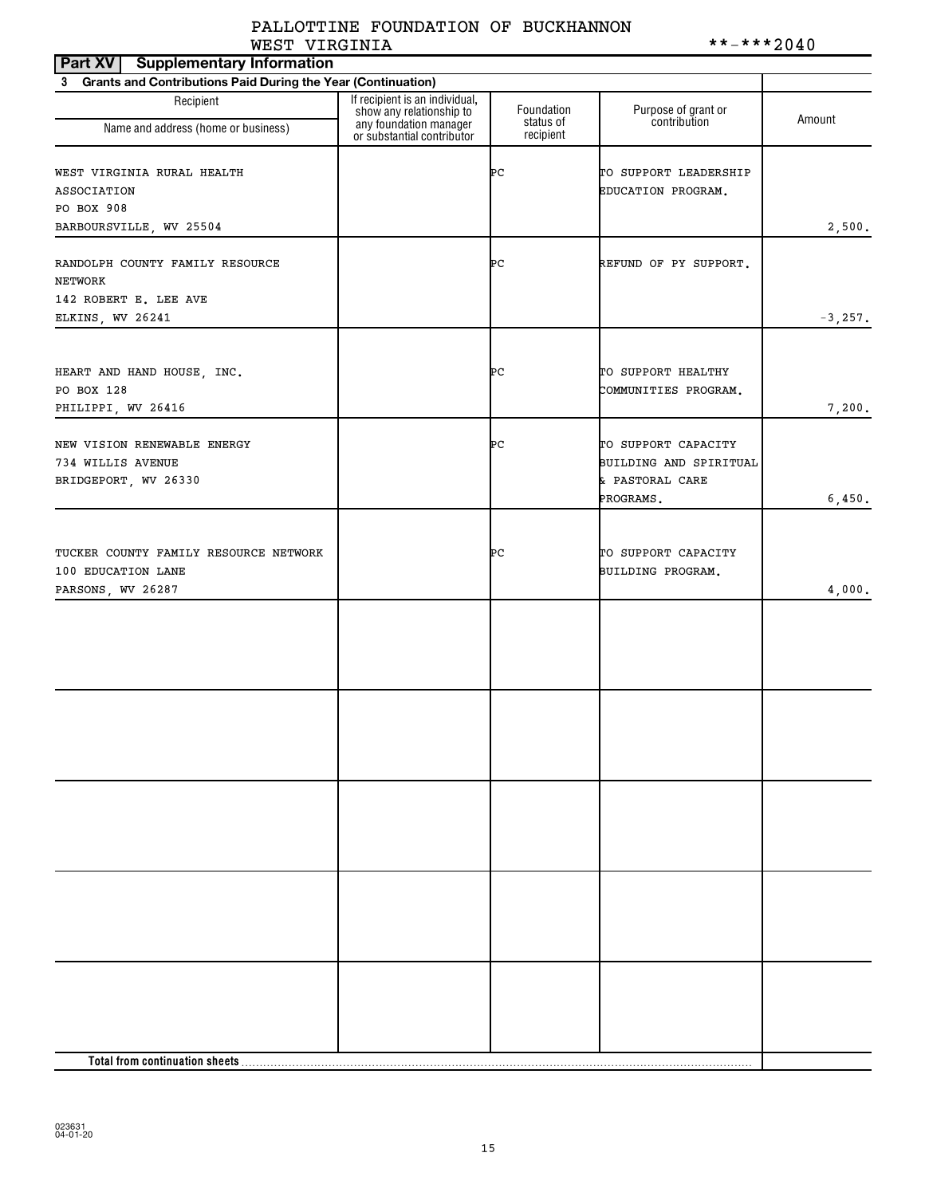PALLOTTINE FOUNDATION OF BUCKHANNON
WEST VIRGINIA **-***2040

**Part XV Supplementary Information**

**3 Grants and Contributions Paid During the Year (Continuation)**

| Recipient<br>Name and address (home or business) | If recipient is an individual, show any relationship to any foundation manager or substantial contributor | Foundation status of recipient | Purpose of grant or contribution | Amount |
|---|---|---|---|---|
| WEST VIRGINIA RURAL HEALTH ASSOCIATION<br>PO BOX 908<br>BARBOURSVILLE, WV 25504 | | PC | TO SUPPORT LEADERSHIP EDUCATION PROGRAM. | 2,500. |
| RANDOLPH COUNTY FAMILY RESOURCE NETWORK<br>142 ROBERT E. LEE AVE<br>ELKINS, WV 26241 | | PC | REFUND OF PY SUPPORT. | -3,257. |
| HEART AND HAND HOUSE, INC.<br>PO BOX 128<br>PHILIPPI, WV 26416 | | PC | TO SUPPORT HEALTHY COMMUNITIES PROGRAM. | 7,200. |
| NEW VISION RENEWABLE ENERGY<br>734 WILLIS AVENUE<br>BRIDGEPORT, WV 26330 | | PC | TO SUPPORT CAPACITY BUILDING AND SPIRITUAL & PASTORAL CARE PROGRAMS. | 6,450. |
| TUCKER COUNTY FAMILY RESOURCE NETWORK<br>100 EDUCATION LANE<br>PARSONS, WV 26287 | | PC | TO SUPPORT CAPACITY BUILDING PROGRAM. | 4,000. |
| | | | | |
| | | | | |
| | | | | |
| | | | | |
| | | | | |
| **Total from continuation sheets** | | | | |

023631
04-01-20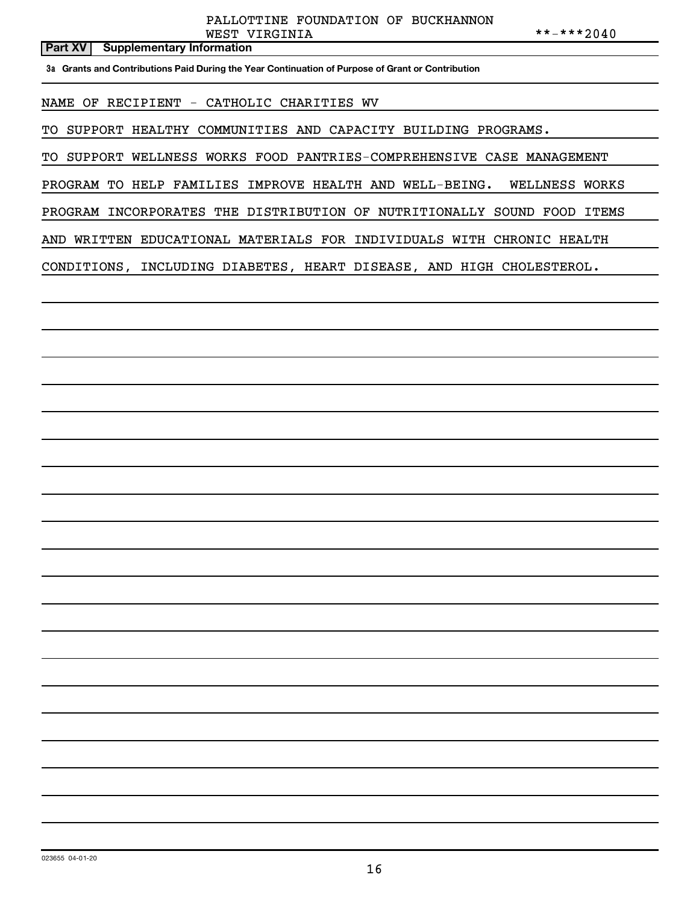PALLOTTINE FOUNDATION OF BUCKHANNON
WEST VIRGINIA **-***2040

**Part XV | Supplementary Information**

**3a Grants and Contributions Paid During the Year Continuation of Purpose of Grant or Contribution**

NAME OF RECIPIENT - CATHOLIC CHARITIES WV

TO SUPPORT HEALTHY COMMUNITIES AND CAPACITY BUILDING PROGRAMS.

TO SUPPORT WELLNESS WORKS FOOD PANTRIES-COMPREHENSIVE CASE MANAGEMENT PROGRAM TO HELP FAMILIES IMPROVE HEALTH AND WELL-BEING. WELLNESS WORKS PROGRAM INCORPORATES THE DISTRIBUTION OF NUTRITIONALLY SOUND FOOD ITEMS AND WRITTEN EDUCATIONAL MATERIALS FOR INDIVIDUALS WITH CHRONIC HEALTH CONDITIONS, INCLUDING DIABETES, HEART DISEASE, AND HIGH CHOLESTEROL.

023655 04-01-20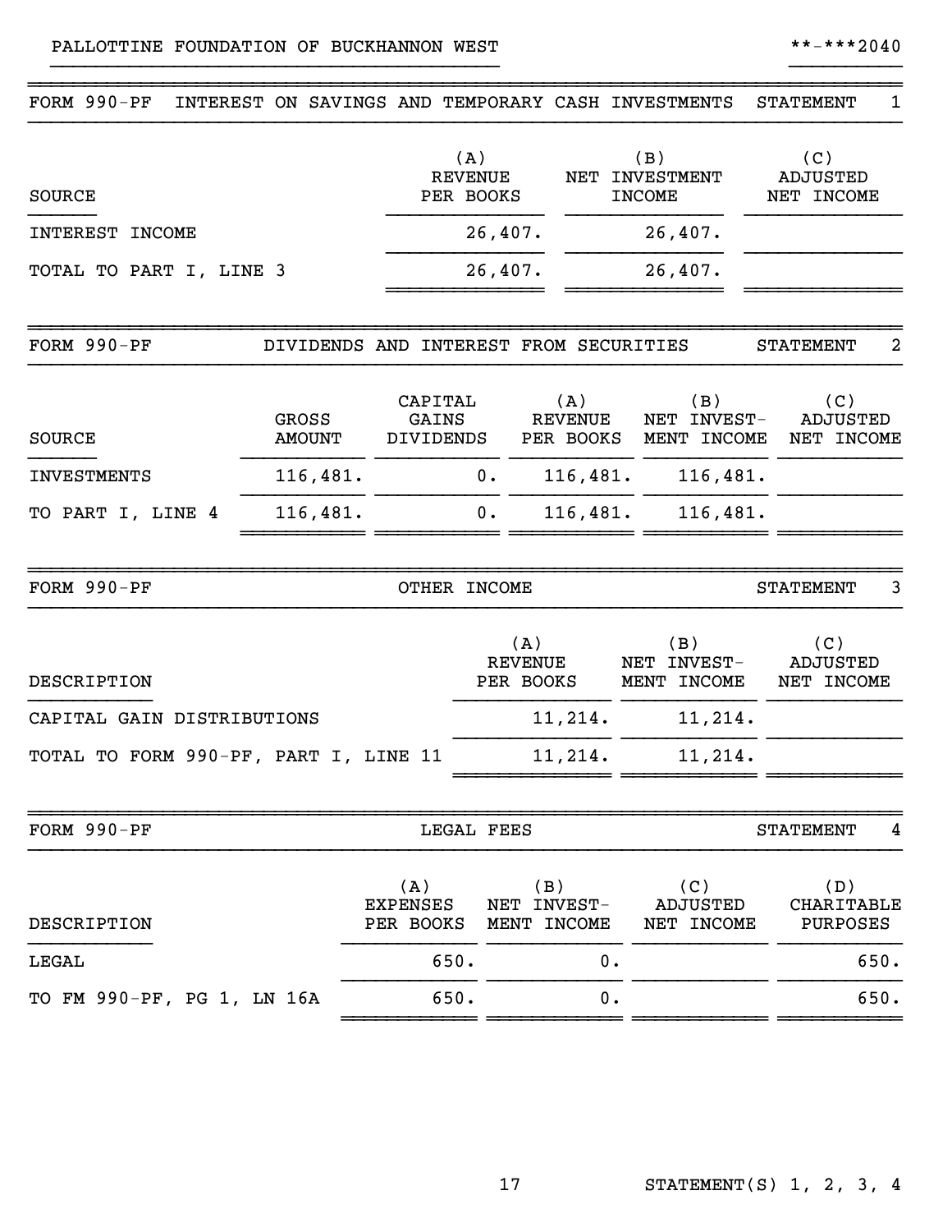PALLOTTINE FOUNDATION OF BUCKHANNON WEST **-***2040

## FORM 990-PF INTEREST ON SAVINGS AND TEMPORARY CASH INVESTMENTS STATEMENT 1

| SOURCE | (A) REVENUE PER BOOKS | (B) NET INVESTMENT INCOME | (C) ADJUSTED NET INCOME |
|---|---|---|---|
| INTEREST INCOME | 26,407. | 26,407. | |
| TOTAL TO PART I, LINE 3 | 26,407. | 26,407. | |

## FORM 990-PF DIVIDENDS AND INTEREST FROM SECURITIES STATEMENT 2

| SOURCE | GROSS AMOUNT | CAPITAL GAINS DIVIDENDS | (A) REVENUE PER BOOKS | (B) NET INVEST-MENT INCOME | (C) ADJUSTED NET INCOME |
|---|---|---|---|---|---|
| INVESTMENTS | 116,481. | 0. | 116,481. | 116,481. | |
| TO PART I, LINE 4 | 116,481. | 0. | 116,481. | 116,481. | |

## FORM 990-PF OTHER INCOME STATEMENT 3

| DESCRIPTION | (A) REVENUE PER BOOKS | (B) NET INVEST-MENT INCOME | (C) ADJUSTED NET INCOME |
|---|---|---|---|
| CAPITAL GAIN DISTRIBUTIONS | 11,214. | 11,214. | |
| TOTAL TO FORM 990-PF, PART I, LINE 11 | 11,214. | 11,214. | |

## FORM 990-PF LEGAL FEES STATEMENT 4

| DESCRIPTION | (A) EXPENSES PER BOOKS | (B) NET INVEST-MENT INCOME | (C) ADJUSTED NET INCOME | (D) CHARITABLE PURPOSES |
|---|---|---|---|---|
| LEGAL | 650. | 0. | | 650. |
| TO FM 990-PF, PG 1, LN 16A | 650. | 0. | | 650. |

STATEMENT(S) 1, 2, 3, 4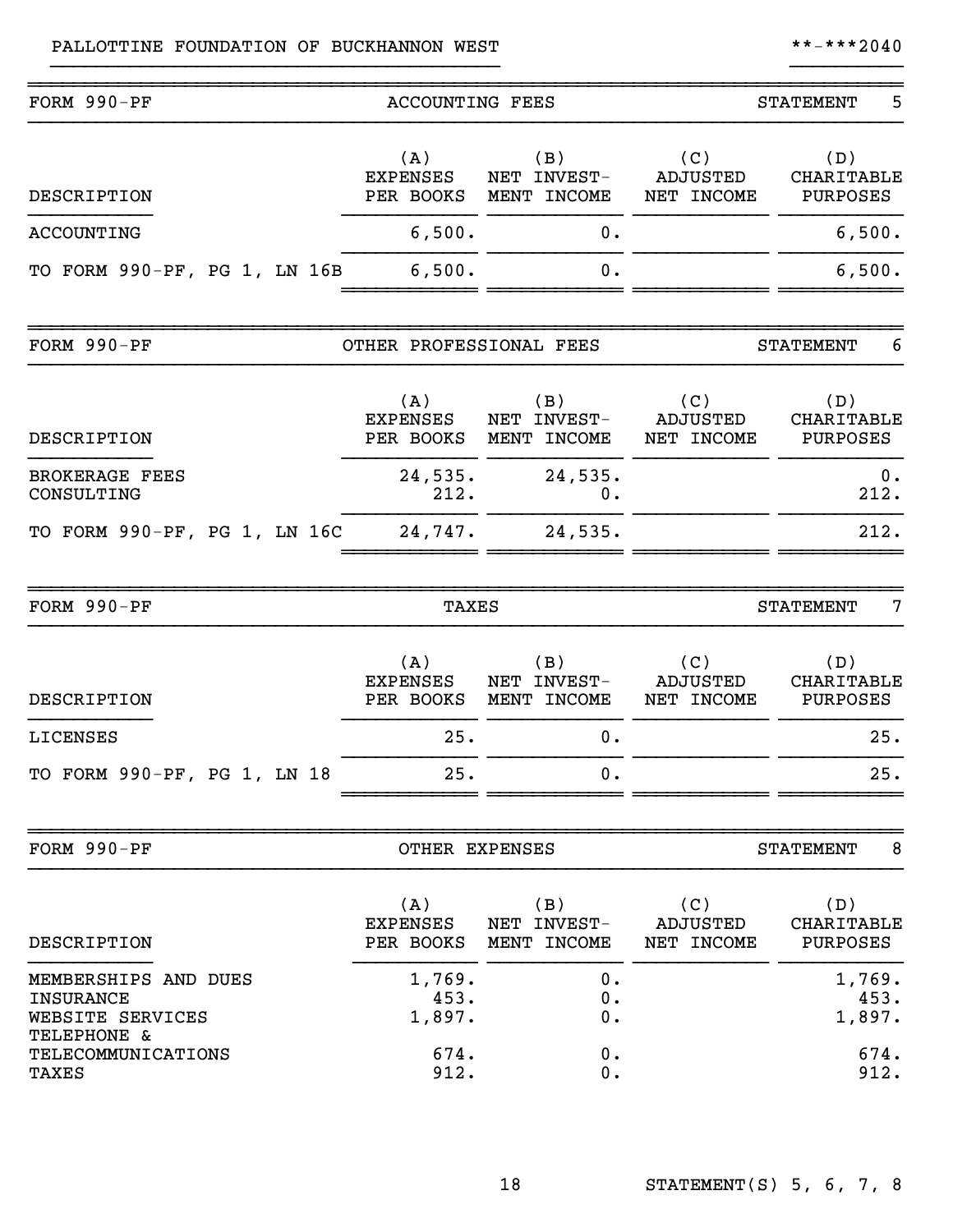PALLOTTINE FOUNDATION OF BUCKHANNON WEST **-***2040

| FORM 990-PF | ACCOUNTING FEES | | | STATEMENT 5 |
|---|---|---|---|---|
| DESCRIPTION | (A) EXPENSES PER BOOKS | (B) NET INVEST- MENT INCOME | (C) ADJUSTED NET INCOME | (D) CHARITABLE PURPOSES |
| ACCOUNTING | 6,500. | 0. | | 6,500. |
| TO FORM 990-PF, PG 1, LN 16B | 6,500. | 0. | | 6,500. |

| FORM 990-PF | OTHER PROFESSIONAL FEES | | | STATEMENT 6 |
|---|---|---|---|---|
| DESCRIPTION | (A) EXPENSES PER BOOKS | (B) NET INVEST- MENT INCOME | (C) ADJUSTED NET INCOME | (D) CHARITABLE PURPOSES |
| BROKERAGE FEES | 24,535. | 24,535. | | 0. |
| CONSULTING | 212. | 0. | | 212. |
| TO FORM 990-PF, PG 1, LN 16C | 24,747. | 24,535. | | 212. |

| FORM 990-PF | TAXES | | | STATEMENT 7 |
|---|---|---|---|---|
| DESCRIPTION | (A) EXPENSES PER BOOKS | (B) NET INVEST- MENT INCOME | (C) ADJUSTED NET INCOME | (D) CHARITABLE PURPOSES |
| LICENSES | 25. | 0. | | 25. |
| TO FORM 990-PF, PG 1, LN 18 | 25. | 0. | | 25. |

| FORM 990-PF | OTHER EXPENSES | | | STATEMENT 8 |
|---|---|---|---|---|
| DESCRIPTION | (A) EXPENSES PER BOOKS | (B) NET INVEST- MENT INCOME | (C) ADJUSTED NET INCOME | (D) CHARITABLE PURPOSES |
| MEMBERSHIPS AND DUES | 1,769. | 0. | | 1,769. |
| INSURANCE | 453. | 0. | | 453. |
| WEBSITE SERVICES | 1,897. | 0. | | 1,897. |
| TELEPHONE & TELECOMMUNICATIONS | 674. | 0. | | 674. |
| TAXES | 912. | 0. | | 912. |

STATEMENT(S) 5, 6, 7, 8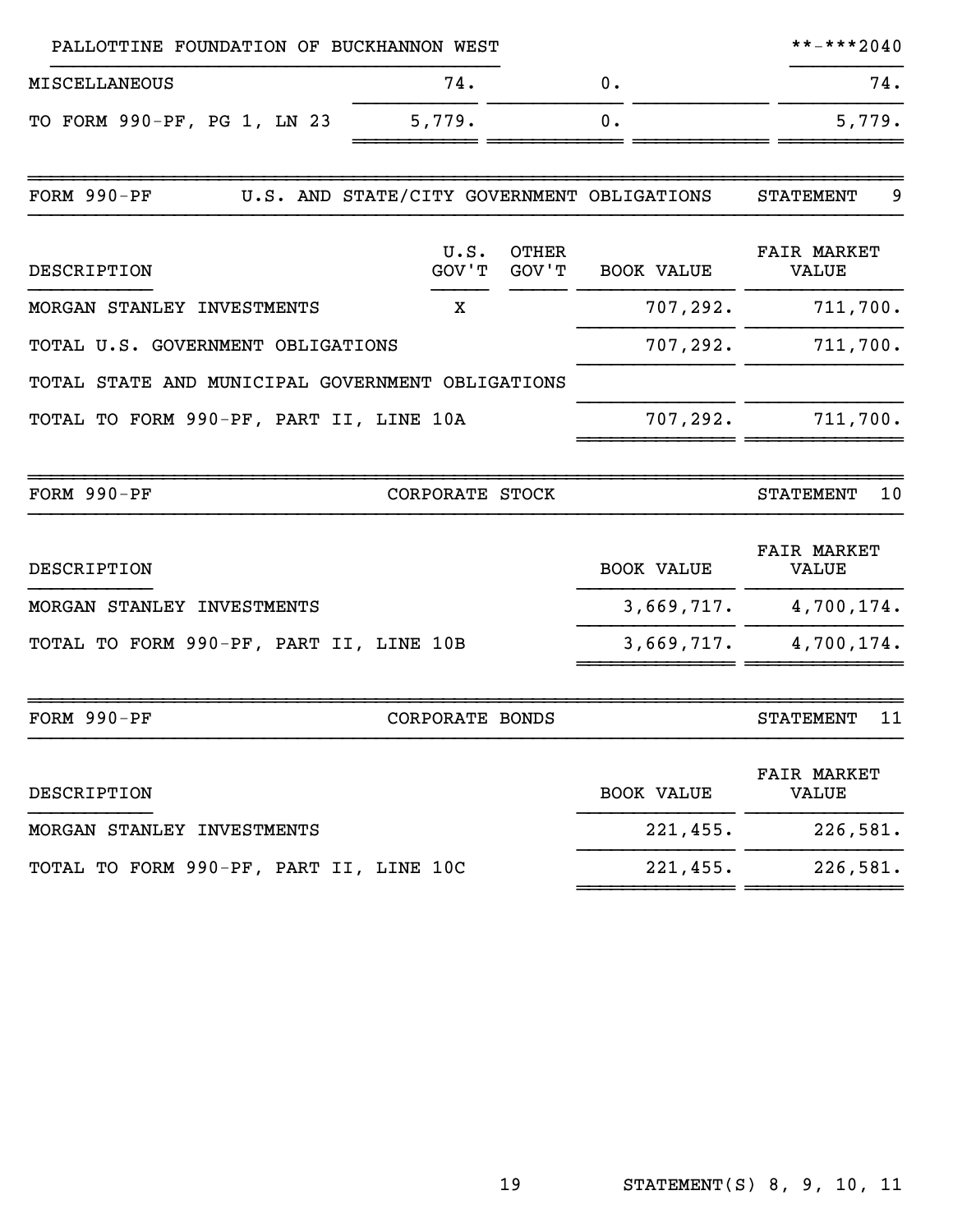PALLOTTINE FOUNDATION OF BUCKHANNON WEST **-***2040

| | | | | |
|---|---|---|---|---|
| MISCELLANEOUS | 74. | 0. | | 74. |
| TO FORM 990-PF, PG 1, LN 23 | 5,779. | 0. | | 5,779. |

## FORM 990-PF U.S. AND STATE/CITY GOVERNMENT OBLIGATIONS STATEMENT 9

| DESCRIPTION | U.S. GOV'T | OTHER GOV'T | BOOK VALUE | FAIR MARKET VALUE |
|---|---|---|---|---|
| MORGAN STANLEY INVESTMENTS | X | | 707,292. | 711,700. |
| TOTAL U.S. GOVERNMENT OBLIGATIONS | | | 707,292. | 711,700. |
| TOTAL STATE AND MUNICIPAL GOVERNMENT OBLIGATIONS | | | | |
| TOTAL TO FORM 990-PF, PART II, LINE 10A | | | 707,292. | 711,700. |

## FORM 990-PF CORPORATE STOCK STATEMENT 10

| DESCRIPTION | BOOK VALUE | FAIR MARKET VALUE |
|---|---|---|
| MORGAN STANLEY INVESTMENTS | 3,669,717. | 4,700,174. |
| TOTAL TO FORM 990-PF, PART II, LINE 10B | 3,669,717. | 4,700,174. |

## FORM 990-PF CORPORATE BONDS STATEMENT 11

| DESCRIPTION | BOOK VALUE | FAIR MARKET VALUE |
|---|---|---|
| MORGAN STANLEY INVESTMENTS | 221,455. | 226,581. |
| TOTAL TO FORM 990-PF, PART II, LINE 10C | 221,455. | 226,581. |

STATEMENT(S) 8, 9, 10, 11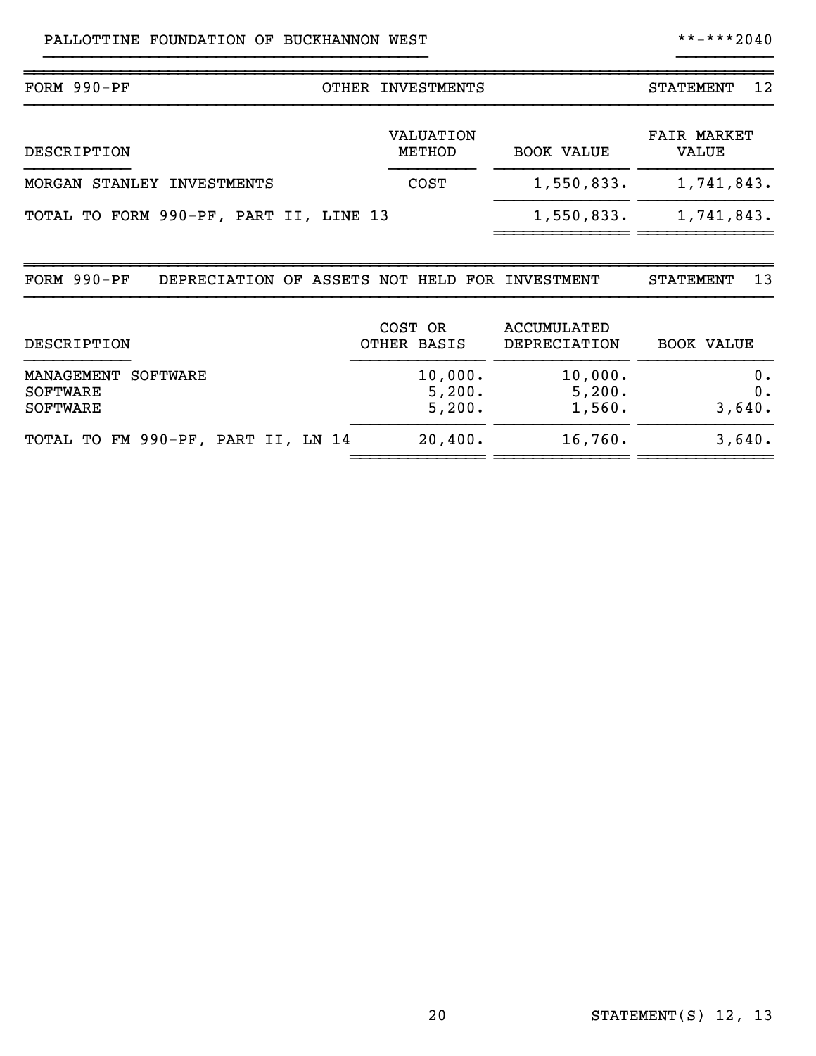PALLOTTINE FOUNDATION OF BUCKHANNON WEST **-***2040

## FORM 990-PF — OTHER INVESTMENTS — STATEMENT 12

| DESCRIPTION | VALUATION METHOD | BOOK VALUE | FAIR MARKET VALUE |
|---|---|---|---|
| MORGAN STANLEY INVESTMENTS | COST | 1,550,833. | 1,741,843. |
| TOTAL TO FORM 990-PF, PART II, LINE 13 | | 1,550,833. | 1,741,843. |

## FORM 990-PF — DEPRECIATION OF ASSETS NOT HELD FOR INVESTMENT — STATEMENT 13

| DESCRIPTION | COST OR OTHER BASIS | ACCUMULATED DEPRECIATION | BOOK VALUE |
|---|---|---|---|
| MANAGEMENT SOFTWARE | 10,000. | 10,000. | 0. |
| SOFTWARE | 5,200. | 5,200. | 0. |
| SOFTWARE | 5,200. | 1,560. | 3,640. |
| TOTAL TO FM 990-PF, PART II, LN 14 | 20,400. | 16,760. | 3,640. |

STATEMENT(S) 12, 13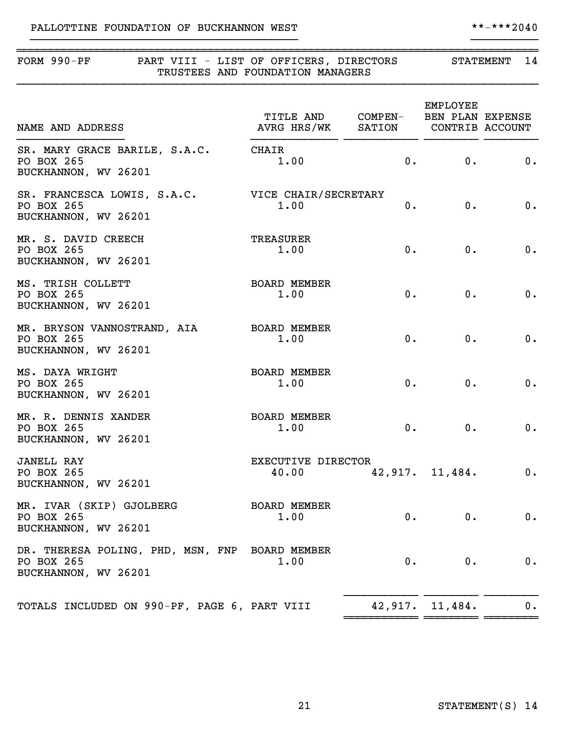PALLOTTINE FOUNDATION OF BUCKHANNON WEST **-***2040

## FORM 990-PF PART VIII - LIST OF OFFICERS, DIRECTORS TRUSTEES AND FOUNDATION MANAGERS STATEMENT 14

| NAME AND ADDRESS | TITLE AND AVRG HRS/WK | COMPEN-SATION | EMPLOYEE BEN PLAN CONTRIB | EXPENSE ACCOUNT |
|---|---|---|---|---|
| SR. MARY GRACE BARILE, S.A.C.<br>PO BOX 265<br>BUCKHANNON, WV 26201 | CHAIR<br>1.00 | 0. | 0. | 0. |
| SR. FRANCESCA LOWIS, S.A.C.<br>PO BOX 265<br>BUCKHANNON, WV 26201 | VICE CHAIR/SECRETARY<br>1.00 | 0. | 0. | 0. |
| MR. S. DAVID CREECH<br>PO BOX 265<br>BUCKHANNON, WV 26201 | TREASURER<br>1.00 | 0. | 0. | 0. |
| MS. TRISH COLLETT<br>PO BOX 265<br>BUCKHANNON, WV 26201 | BOARD MEMBER<br>1.00 | 0. | 0. | 0. |
| MR. BRYSON VANNOSTRAND, AIA<br>PO BOX 265<br>BUCKHANNON, WV 26201 | BOARD MEMBER<br>1.00 | 0. | 0. | 0. |
| MS. DAYA WRIGHT<br>PO BOX 265<br>BUCKHANNON, WV 26201 | BOARD MEMBER<br>1.00 | 0. | 0. | 0. |
| MR. R. DENNIS XANDER<br>PO BOX 265<br>BUCKHANNON, WV 26201 | BOARD MEMBER<br>1.00 | 0. | 0. | 0. |
| JANELL RAY<br>PO BOX 265<br>BUCKHANNON, WV 26201 | EXECUTIVE DIRECTOR<br>40.00 | 42,917. | 11,484. | 0. |
| MR. IVAR (SKIP) GJOLBERG<br>PO BOX 265<br>BUCKHANNON, WV 26201 | BOARD MEMBER<br>1.00 | 0. | 0. | 0. |
| DR. THERESA POLING, PHD, MSN, FNP<br>PO BOX 265<br>BUCKHANNON, WV 26201 | BOARD MEMBER<br>1.00 | 0. | 0. | 0. |
| TOTALS INCLUDED ON 990-PF, PAGE 6, PART VIII | | 42,917. | 11,484. | 0. |

STATEMENT(S) 14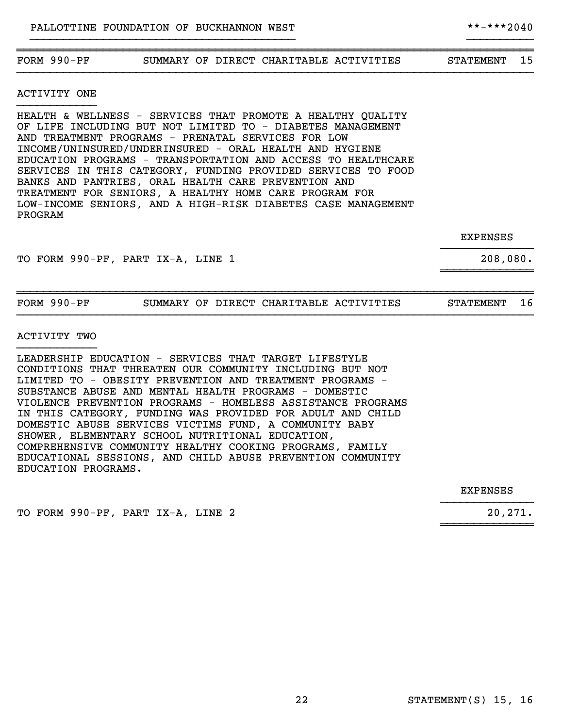PALLOTTINE FOUNDATION OF BUCKHANNON WEST **-***2040

| FORM 990-PF | SUMMARY OF DIRECT CHARITABLE ACTIVITIES | STATEMENT 15 |
|---|---|---|

ACTIVITY ONE

HEALTH & WELLNESS - SERVICES THAT PROMOTE A HEALTHY QUALITY OF LIFE INCLUDING BUT NOT LIMITED TO - DIABETES MANAGEMENT AND TREATMENT PROGRAMS - PRENATAL SERVICES FOR LOW INCOME/UNINSURED/UNDERINSURED - ORAL HEALTH AND HYGIENE EDUCATION PROGRAMS - TRANSPORTATION AND ACCESS TO HEALTHCARE SERVICES IN THIS CATEGORY, FUNDING PROVIDED SERVICES TO FOOD BANKS AND PANTRIES, ORAL HEALTH CARE PREVENTION AND TREATMENT FOR SENIORS, A HEALTHY HOME CARE PROGRAM FOR LOW-INCOME SENIORS, AND A HIGH-RISK DIABETES CASE MANAGEMENT PROGRAM

| | EXPENSES |
|---|---|
| TO FORM 990-PF, PART IX-A, LINE 1 | 208,080. |

| FORM 990-PF | SUMMARY OF DIRECT CHARITABLE ACTIVITIES | STATEMENT 16 |
|---|---|---|

ACTIVITY TWO

LEADERSHIP EDUCATION - SERVICES THAT TARGET LIFESTYLE CONDITIONS THAT THREATEN OUR COMMUNITY INCLUDING BUT NOT LIMITED TO - OBESITY PREVENTION AND TREATMENT PROGRAMS - SUBSTANCE ABUSE AND MENTAL HEALTH PROGRAMS - DOMESTIC VIOLENCE PREVENTION PROGRAMS - HOMELESS ASSISTANCE PROGRAMS IN THIS CATEGORY, FUNDING WAS PROVIDED FOR ADULT AND CHILD DOMESTIC ABUSE SERVICES VICTIMS FUND, A COMMUNITY BABY SHOWER, ELEMENTARY SCHOOL NUTRITIONAL EDUCATION, COMPREHENSIVE COMMUNITY HEALTHY COOKING PROGRAMS, FAMILY EDUCATIONAL SESSIONS, AND CHILD ABUSE PREVENTION COMMUNITY EDUCATION PROGRAMS.

| | EXPENSES |
|---|---|
| TO FORM 990-PF, PART IX-A, LINE 2 | 20,271. |

STATEMENT(S) 15, 16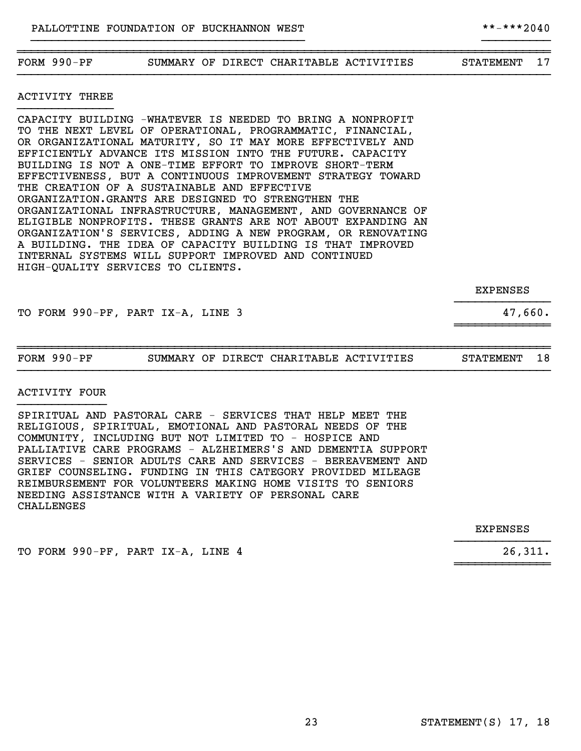PALLOTTINE FOUNDATION OF BUCKHANNON WEST **-***2040

| FORM 990-PF | SUMMARY OF DIRECT CHARITABLE ACTIVITIES | STATEMENT 17 |
|---|---|---|

ACTIVITY THREE

CAPACITY BUILDING -WHATEVER IS NEEDED TO BRING A NONPROFIT TO THE NEXT LEVEL OF OPERATIONAL, PROGRAMMATIC, FINANCIAL, OR ORGANIZATIONAL MATURITY, SO IT MAY MORE EFFECTIVELY AND EFFICIENTLY ADVANCE ITS MISSION INTO THE FUTURE. CAPACITY BUILDING IS NOT A ONE-TIME EFFORT TO IMPROVE SHORT-TERM EFFECTIVENESS, BUT A CONTINUOUS IMPROVEMENT STRATEGY TOWARD THE CREATION OF A SUSTAINABLE AND EFFECTIVE ORGANIZATION.GRANTS ARE DESIGNED TO STRENGTHEN THE ORGANIZATIONAL INFRASTRUCTURE, MANAGEMENT, AND GOVERNANCE OF ELIGIBLE NONPROFITS. THESE GRANTS ARE NOT ABOUT EXPANDING AN ORGANIZATION'S SERVICES, ADDING A NEW PROGRAM, OR RENOVATING A BUILDING. THE IDEA OF CAPACITY BUILDING IS THAT IMPROVED INTERNAL SYSTEMS WILL SUPPORT IMPROVED AND CONTINUED HIGH-QUALITY SERVICES TO CLIENTS.

| | EXPENSES |
|---|---|
| TO FORM 990-PF, PART IX-A, LINE 3 | 47,660. |

| FORM 990-PF | SUMMARY OF DIRECT CHARITABLE ACTIVITIES | STATEMENT 18 |
|---|---|---|

ACTIVITY FOUR

SPIRITUAL AND PASTORAL CARE - SERVICES THAT HELP MEET THE RELIGIOUS, SPIRITUAL, EMOTIONAL AND PASTORAL NEEDS OF THE COMMUNITY, INCLUDING BUT NOT LIMITED TO - HOSPICE AND PALLIATIVE CARE PROGRAMS - ALZHEIMERS'S AND DEMENTIA SUPPORT SERVICES - SENIOR ADULTS CARE AND SERVICES - BEREAVEMENT AND GRIEF COUNSELING. FUNDING IN THIS CATEGORY PROVIDED MILEAGE REIMBURSEMENT FOR VOLUNTEERS MAKING HOME VISITS TO SENIORS NEEDING ASSISTANCE WITH A VARIETY OF PERSONAL CARE CHALLENGES

| | EXPENSES |
|---|---|
| TO FORM 990-PF, PART IX-A, LINE 4 | 26,311. |

STATEMENT(S) 17, 18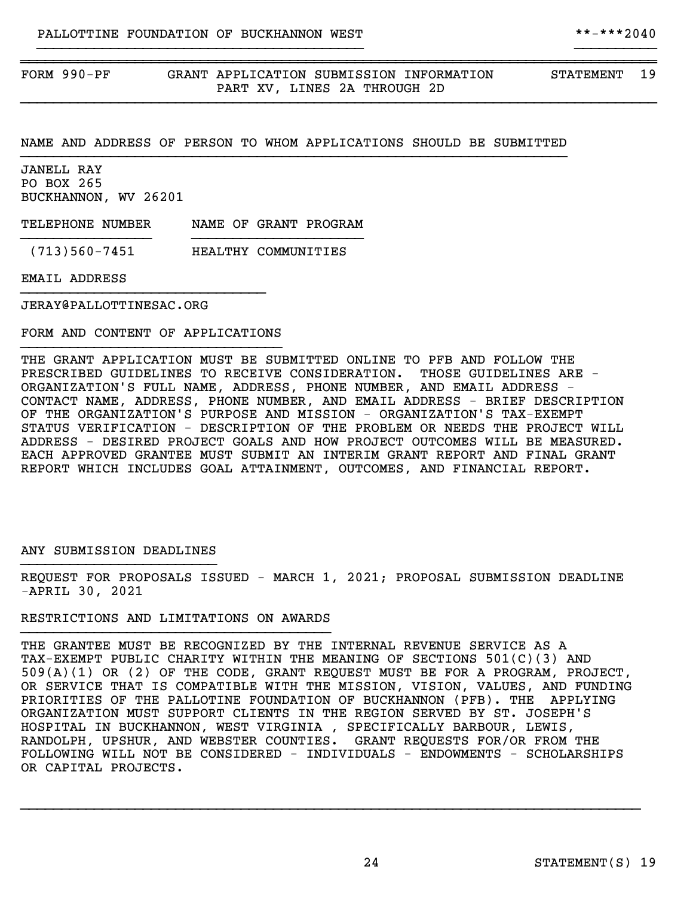FORM 990-PF — GRANT APPLICATION SUBMISSION INFORMATION — PART XV, LINES 2A THROUGH 2D — STATEMENT 19

NAME AND ADDRESS OF PERSON TO WHOM APPLICATIONS SHOULD BE SUBMITTED

JANELL RAY
PO BOX 265
BUCKHANNON, WV 26201

| TELEPHONE NUMBER | NAME OF GRANT PROGRAM |
|---|---|
| (713)560-7451 | HEALTHY COMMUNITIES |

EMAIL ADDRESS

JERAY@PALLOTTINESAC.ORG

FORM AND CONTENT OF APPLICATIONS

THE GRANT APPLICATION MUST BE SUBMITTED ONLINE TO PFB AND FOLLOW THE PRESCRIBED GUIDELINES TO RECEIVE CONSIDERATION. THOSE GUIDELINES ARE - ORGANIZATION'S FULL NAME, ADDRESS, PHONE NUMBER, AND EMAIL ADDRESS - CONTACT NAME, ADDRESS, PHONE NUMBER, AND EMAIL ADDRESS - BRIEF DESCRIPTION OF THE ORGANIZATION'S PURPOSE AND MISSION - ORGANIZATION'S TAX-EXEMPT STATUS VERIFICATION - DESCRIPTION OF THE PROBLEM OR NEEDS THE PROJECT WILL ADDRESS - DESIRED PROJECT GOALS AND HOW PROJECT OUTCOMES WILL BE MEASURED. EACH APPROVED GRANTEE MUST SUBMIT AN INTERIM GRANT REPORT AND FINAL GRANT REPORT WHICH INCLUDES GOAL ATTAINMENT, OUTCOMES, AND FINANCIAL REPORT.

ANY SUBMISSION DEADLINES

REQUEST FOR PROPOSALS ISSUED - MARCH 1, 2021; PROPOSAL SUBMISSION DEADLINE -APRIL 30, 2021

RESTRICTIONS AND LIMITATIONS ON AWARDS

THE GRANTEE MUST BE RECOGNIZED BY THE INTERNAL REVENUE SERVICE AS A TAX-EXEMPT PUBLIC CHARITY WITHIN THE MEANING OF SECTIONS 501(C)(3) AND 509(A)(1) OR (2) OF THE CODE, GRANT REQUEST MUST BE FOR A PROGRAM, PROJECT, OR SERVICE THAT IS COMPATIBLE WITH THE MISSION, VISION, VALUES, AND FUNDING PRIORITIES OF THE PALLOTINE FOUNDATION OF BUCKHANNON (PFB). THE APPLYING ORGANIZATION MUST SUPPORT CLIENTS IN THE REGION SERVED BY ST. JOSEPH'S HOSPITAL IN BUCKHANNON, WEST VIRGINIA , SPECIFICALLY BARBOUR, LEWIS, RANDOLPH, UPSHUR, AND WEBSTER COUNTIES. GRANT REQUESTS FOR/OR FROM THE FOLLOWING WILL NOT BE CONSIDERED - INDIVIDUALS - ENDOWMENTS - SCHOLARSHIPS OR CAPITAL PROJECTS.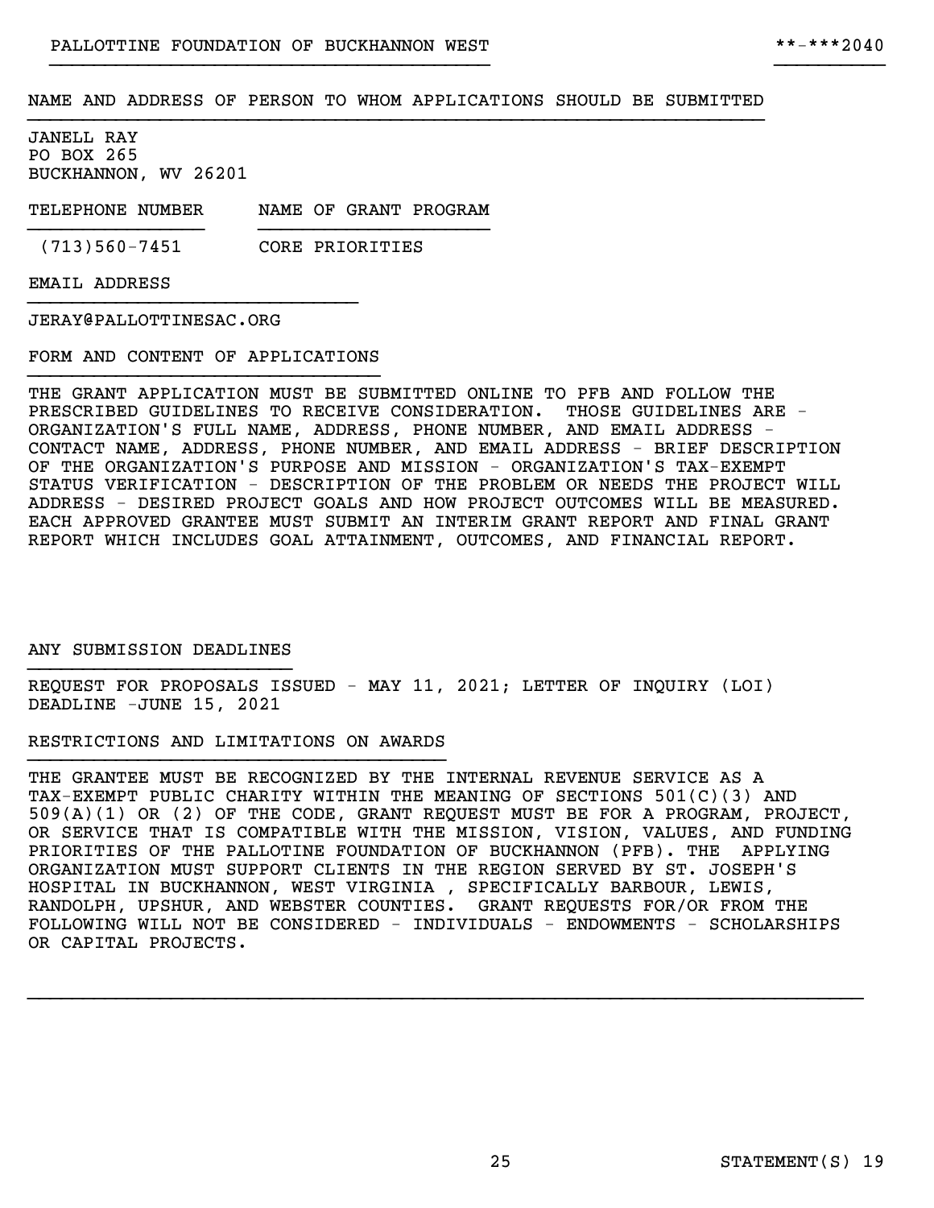PALLOTTINE FOUNDATION OF BUCKHANNON WEST **-***2040

NAME AND ADDRESS OF PERSON TO WHOM APPLICATIONS SHOULD BE SUBMITTED

JANELL RAY
PO BOX 265
BUCKHANNON, WV 26201

| TELEPHONE NUMBER | NAME OF GRANT PROGRAM |
|---|---|
| (713)560-7451 | CORE PRIORITIES |

EMAIL ADDRESS

JERAY@PALLOTTINESAC.ORG

FORM AND CONTENT OF APPLICATIONS

THE GRANT APPLICATION MUST BE SUBMITTED ONLINE TO PFB AND FOLLOW THE PRESCRIBED GUIDELINES TO RECEIVE CONSIDERATION. THOSE GUIDELINES ARE - ORGANIZATION'S FULL NAME, ADDRESS, PHONE NUMBER, AND EMAIL ADDRESS - CONTACT NAME, ADDRESS, PHONE NUMBER, AND EMAIL ADDRESS - BRIEF DESCRIPTION OF THE ORGANIZATION'S PURPOSE AND MISSION - ORGANIZATION'S TAX-EXEMPT STATUS VERIFICATION - DESCRIPTION OF THE PROBLEM OR NEEDS THE PROJECT WILL ADDRESS - DESIRED PROJECT GOALS AND HOW PROJECT OUTCOMES WILL BE MEASURED. EACH APPROVED GRANTEE MUST SUBMIT AN INTERIM GRANT REPORT AND FINAL GRANT REPORT WHICH INCLUDES GOAL ATTAINMENT, OUTCOMES, AND FINANCIAL REPORT.

ANY SUBMISSION DEADLINES

REQUEST FOR PROPOSALS ISSUED - MAY 11, 2021; LETTER OF INQUIRY (LOI) DEADLINE -JUNE 15, 2021

RESTRICTIONS AND LIMITATIONS ON AWARDS

THE GRANTEE MUST BE RECOGNIZED BY THE INTERNAL REVENUE SERVICE AS A TAX-EXEMPT PUBLIC CHARITY WITHIN THE MEANING OF SECTIONS 501(C)(3) AND 509(A)(1) OR (2) OF THE CODE, GRANT REQUEST MUST BE FOR A PROGRAM, PROJECT, OR SERVICE THAT IS COMPATIBLE WITH THE MISSION, VISION, VALUES, AND FUNDING PRIORITIES OF THE PALLOTINE FOUNDATION OF BUCKHANNON (PFB). THE APPLYING ORGANIZATION MUST SUPPORT CLIENTS IN THE REGION SERVED BY ST. JOSEPH'S HOSPITAL IN BUCKHANNON, WEST VIRGINIA , SPECIFICALLY BARBOUR, LEWIS, RANDOLPH, UPSHUR, AND WEBSTER COUNTIES. GRANT REQUESTS FOR/OR FROM THE FOLLOWING WILL NOT BE CONSIDERED - INDIVIDUALS - ENDOWMENTS - SCHOLARSHIPS OR CAPITAL PROJECTS.

STATEMENT(S) 19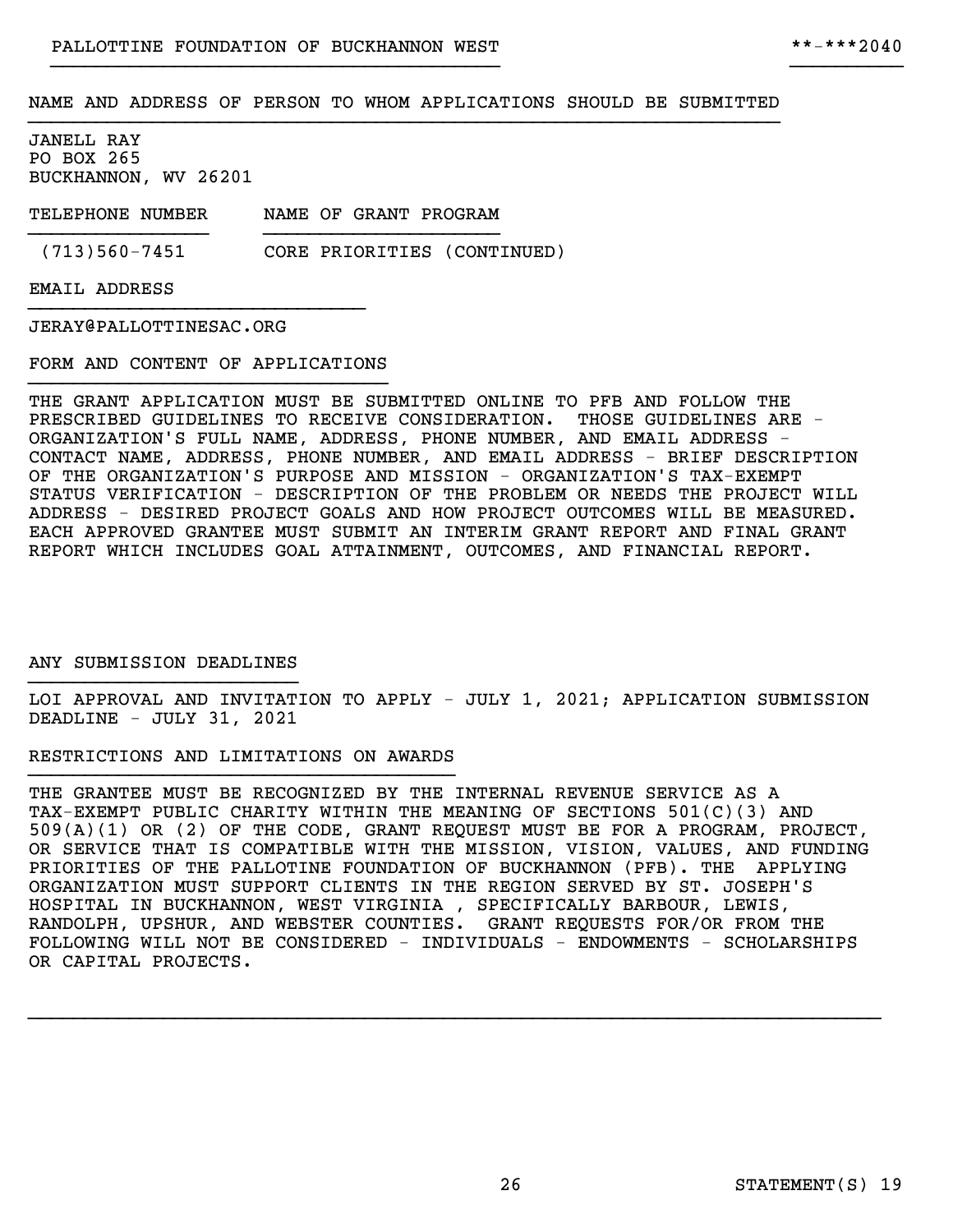PALLOTTINE FOUNDATION OF BUCKHANNON WEST **-***2040

NAME AND ADDRESS OF PERSON TO WHOM APPLICATIONS SHOULD BE SUBMITTED

JANELL RAY
PO BOX 265
BUCKHANNON, WV 26201

| TELEPHONE NUMBER | NAME OF GRANT PROGRAM |
|---|---|
| (713)560-7451 | CORE PRIORITIES (CONTINUED) |

EMAIL ADDRESS

JERAY@PALLOTTINESAC.ORG

FORM AND CONTENT OF APPLICATIONS

THE GRANT APPLICATION MUST BE SUBMITTED ONLINE TO PFB AND FOLLOW THE PRESCRIBED GUIDELINES TO RECEIVE CONSIDERATION. THOSE GUIDELINES ARE - ORGANIZATION'S FULL NAME, ADDRESS, PHONE NUMBER, AND EMAIL ADDRESS - CONTACT NAME, ADDRESS, PHONE NUMBER, AND EMAIL ADDRESS - BRIEF DESCRIPTION OF THE ORGANIZATION'S PURPOSE AND MISSION - ORGANIZATION'S TAX-EXEMPT STATUS VERIFICATION - DESCRIPTION OF THE PROBLEM OR NEEDS THE PROJECT WILL ADDRESS - DESIRED PROJECT GOALS AND HOW PROJECT OUTCOMES WILL BE MEASURED. EACH APPROVED GRANTEE MUST SUBMIT AN INTERIM GRANT REPORT AND FINAL GRANT REPORT WHICH INCLUDES GOAL ATTAINMENT, OUTCOMES, AND FINANCIAL REPORT.

ANY SUBMISSION DEADLINES

LOI APPROVAL AND INVITATION TO APPLY - JULY 1, 2021; APPLICATION SUBMISSION DEADLINE - JULY 31, 2021

RESTRICTIONS AND LIMITATIONS ON AWARDS

THE GRANTEE MUST BE RECOGNIZED BY THE INTERNAL REVENUE SERVICE AS A TAX-EXEMPT PUBLIC CHARITY WITHIN THE MEANING OF SECTIONS 501(C)(3) AND 509(A)(1) OR (2) OF THE CODE, GRANT REQUEST MUST BE FOR A PROGRAM, PROJECT, OR SERVICE THAT IS COMPATIBLE WITH THE MISSION, VISION, VALUES, AND FUNDING PRIORITIES OF THE PALLOTTINE FOUNDATION OF BUCKHANNON (PFB). THE APPLYING ORGANIZATION MUST SUPPORT CLIENTS IN THE REGION SERVED BY ST. JOSEPH'S HOSPITAL IN BUCKHANNON, WEST VIRGINIA , SPECIFICALLY BARBOUR, LEWIS, RANDOLPH, UPSHUR, AND WEBSTER COUNTIES. GRANT REQUESTS FOR/OR FROM THE FOLLOWING WILL NOT BE CONSIDERED - INDIVIDUALS - ENDOWMENTS - SCHOLARSHIPS OR CAPITAL PROJECTS.

STATEMENT(S) 19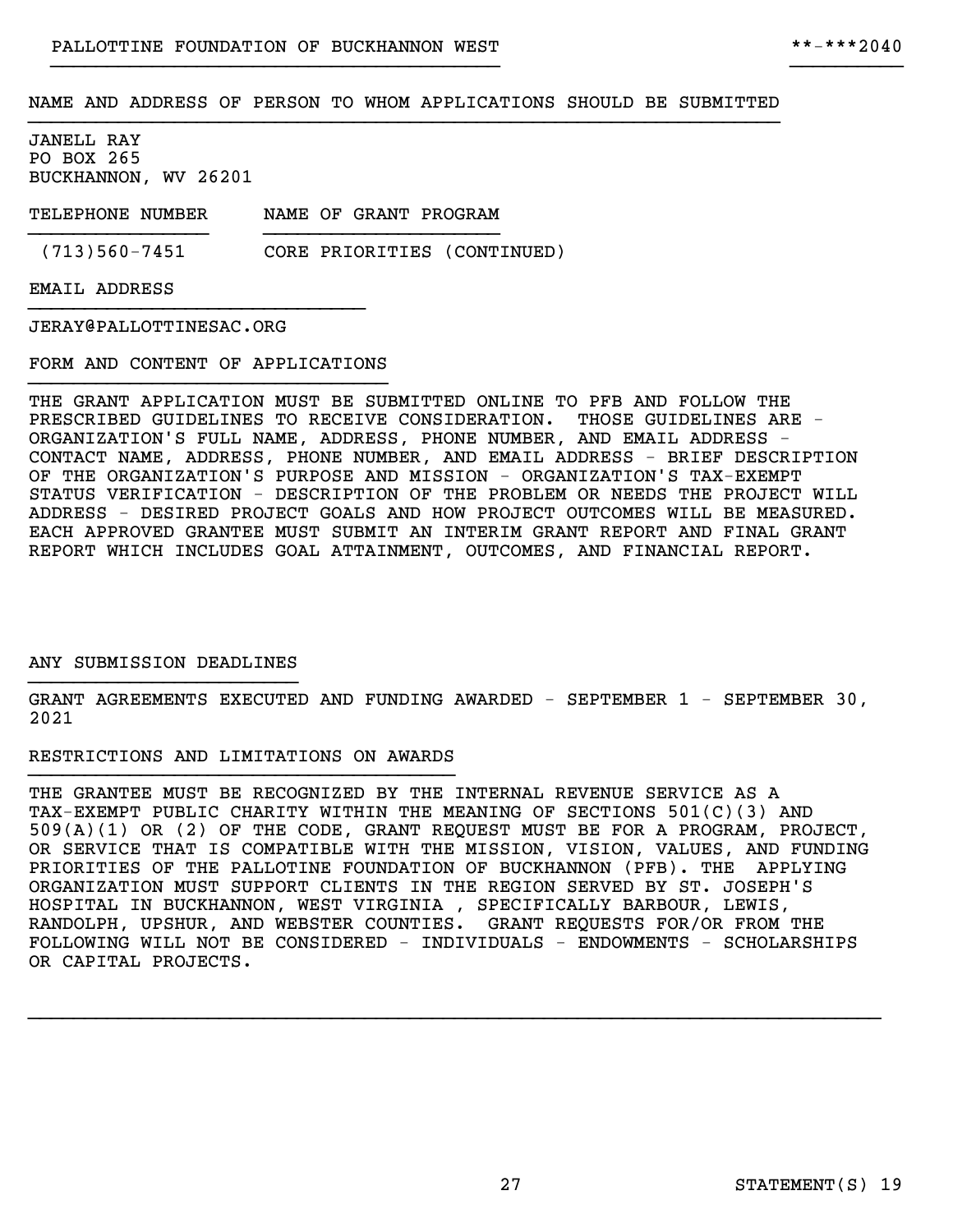PALLOTTINE FOUNDATION OF BUCKHANNON WEST **-***2040

NAME AND ADDRESS OF PERSON TO WHOM APPLICATIONS SHOULD BE SUBMITTED

JANELL RAY
PO BOX 265
BUCKHANNON, WV 26201

| TELEPHONE NUMBER | NAME OF GRANT PROGRAM |
|---|---|
| (713)560-7451 | CORE PRIORITIES (CONTINUED) |

EMAIL ADDRESS

JERAY@PALLOTTINESAC.ORG

FORM AND CONTENT OF APPLICATIONS

THE GRANT APPLICATION MUST BE SUBMITTED ONLINE TO PFB AND FOLLOW THE PRESCRIBED GUIDELINES TO RECEIVE CONSIDERATION. THOSE GUIDELINES ARE - ORGANIZATION'S FULL NAME, ADDRESS, PHONE NUMBER, AND EMAIL ADDRESS - CONTACT NAME, ADDRESS, PHONE NUMBER, AND EMAIL ADDRESS - BRIEF DESCRIPTION OF THE ORGANIZATION'S PURPOSE AND MISSION - ORGANIZATION'S TAX-EXEMPT STATUS VERIFICATION - DESCRIPTION OF THE PROBLEM OR NEEDS THE PROJECT WILL ADDRESS - DESIRED PROJECT GOALS AND HOW PROJECT OUTCOMES WILL BE MEASURED. EACH APPROVED GRANTEE MUST SUBMIT AN INTERIM GRANT REPORT AND FINAL GRANT REPORT WHICH INCLUDES GOAL ATTAINMENT, OUTCOMES, AND FINANCIAL REPORT.

ANY SUBMISSION DEADLINES

GRANT AGREEMENTS EXECUTED AND FUNDING AWARDED - SEPTEMBER 1 - SEPTEMBER 30, 2021

RESTRICTIONS AND LIMITATIONS ON AWARDS

THE GRANTEE MUST BE RECOGNIZED BY THE INTERNAL REVENUE SERVICE AS A TAX-EXEMPT PUBLIC CHARITY WITHIN THE MEANING OF SECTIONS 501(C)(3) AND 509(A)(1) OR (2) OF THE CODE, GRANT REQUEST MUST BE FOR A PROGRAM, PROJECT, OR SERVICE THAT IS COMPATIBLE WITH THE MISSION, VISION, VALUES, AND FUNDING PRIORITIES OF THE PALLOTINE FOUNDATION OF BUCKHANNON (PFB). THE APPLYING ORGANIZATION MUST SUPPORT CLIENTS IN THE REGION SERVED BY ST. JOSEPH'S HOSPITAL IN BUCKHANNON, WEST VIRGINIA , SPECIFICALLY BARBOUR, LEWIS, RANDOLPH, UPSHUR, AND WEBSTER COUNTIES. GRANT REQUESTS FOR/OR FROM THE FOLLOWING WILL NOT BE CONSIDERED - INDIVIDUALS - ENDOWMENTS - SCHOLARSHIPS OR CAPITAL PROJECTS.

STATEMENT(S) 19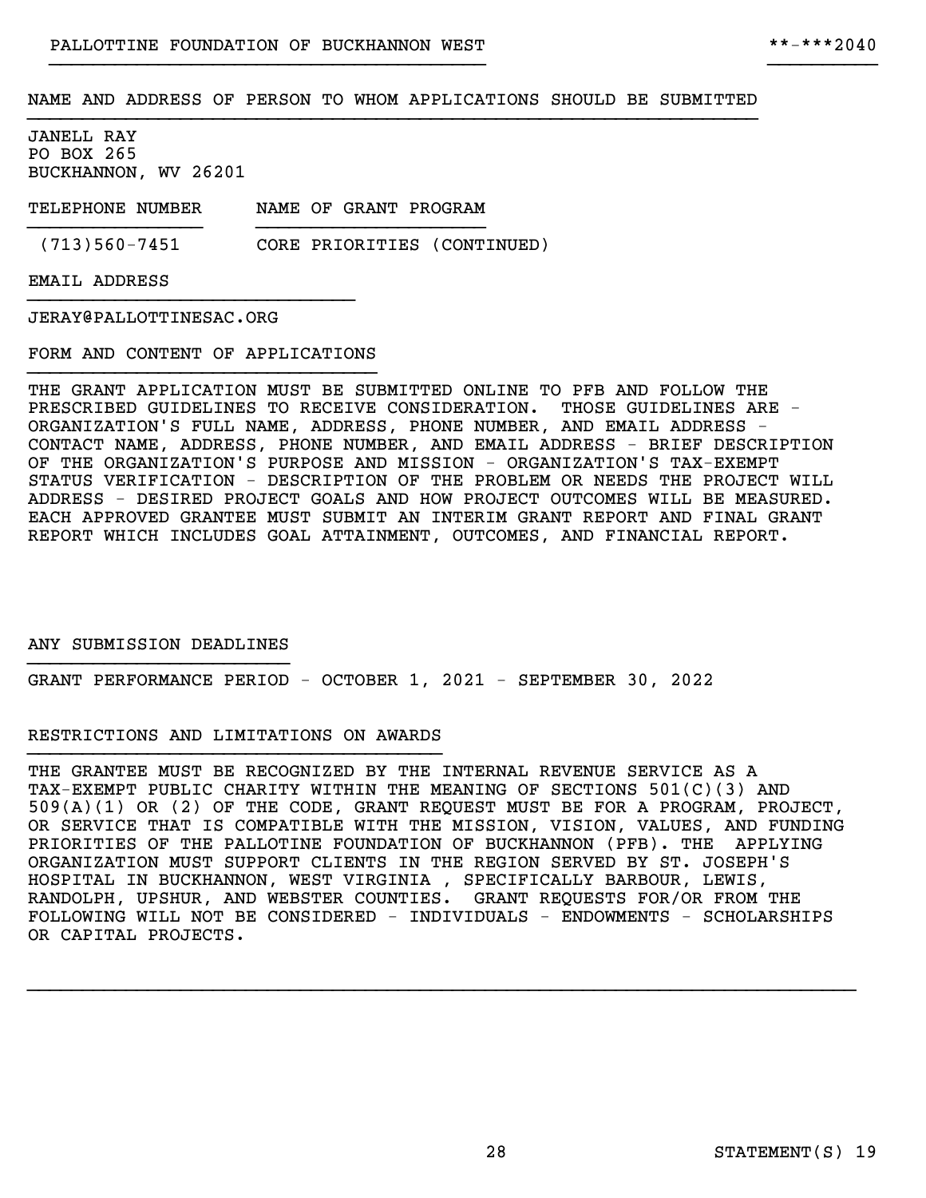PALLOTTINE FOUNDATION OF BUCKHANNON WEST **-***2040

NAME AND ADDRESS OF PERSON TO WHOM APPLICATIONS SHOULD BE SUBMITTED

JANELL RAY
PO BOX 265
BUCKHANNON, WV 26201

| TELEPHONE NUMBER | NAME OF GRANT PROGRAM |
|---|---|
| (713)560-7451 | CORE PRIORITIES (CONTINUED) |

EMAIL ADDRESS

JERAY@PALLOTTINESAC.ORG

FORM AND CONTENT OF APPLICATIONS

THE GRANT APPLICATION MUST BE SUBMITTED ONLINE TO PFB AND FOLLOW THE PRESCRIBED GUIDELINES TO RECEIVE CONSIDERATION. THOSE GUIDELINES ARE - ORGANIZATION'S FULL NAME, ADDRESS, PHONE NUMBER, AND EMAIL ADDRESS - CONTACT NAME, ADDRESS, PHONE NUMBER, AND EMAIL ADDRESS - BRIEF DESCRIPTION OF THE ORGANIZATION'S PURPOSE AND MISSION - ORGANIZATION'S TAX-EXEMPT STATUS VERIFICATION - DESCRIPTION OF THE PROBLEM OR NEEDS THE PROJECT WILL ADDRESS - DESIRED PROJECT GOALS AND HOW PROJECT OUTCOMES WILL BE MEASURED. EACH APPROVED GRANTEE MUST SUBMIT AN INTERIM GRANT REPORT AND FINAL GRANT REPORT WHICH INCLUDES GOAL ATTAINMENT, OUTCOMES, AND FINANCIAL REPORT.

ANY SUBMISSION DEADLINES

GRANT PERFORMANCE PERIOD - OCTOBER 1, 2021 - SEPTEMBER 30, 2022

RESTRICTIONS AND LIMITATIONS ON AWARDS

THE GRANTEE MUST BE RECOGNIZED BY THE INTERNAL REVENUE SERVICE AS A TAX-EXEMPT PUBLIC CHARITY WITHIN THE MEANING OF SECTIONS 501(C)(3) AND 509(A)(1) OR (2) OF THE CODE, GRANT REQUEST MUST BE FOR A PROGRAM, PROJECT, OR SERVICE THAT IS COMPATIBLE WITH THE MISSION, VISION, VALUES, AND FUNDING PRIORITIES OF THE PALLOTTINE FOUNDATION OF BUCKHANNON (PFB). THE APPLYING ORGANIZATION MUST SUPPORT CLIENTS IN THE REGION SERVED BY ST. JOSEPH'S HOSPITAL IN BUCKHANNON, WEST VIRGINIA , SPECIFICALLY BARBOUR, LEWIS, RANDOLPH, UPSHUR, AND WEBSTER COUNTIES. GRANT REQUESTS FOR/OR FROM THE FOLLOWING WILL NOT BE CONSIDERED - INDIVIDUALS - ENDOWMENTS - SCHOLARSHIPS OR CAPITAL PROJECTS.

STATEMENT(S) 19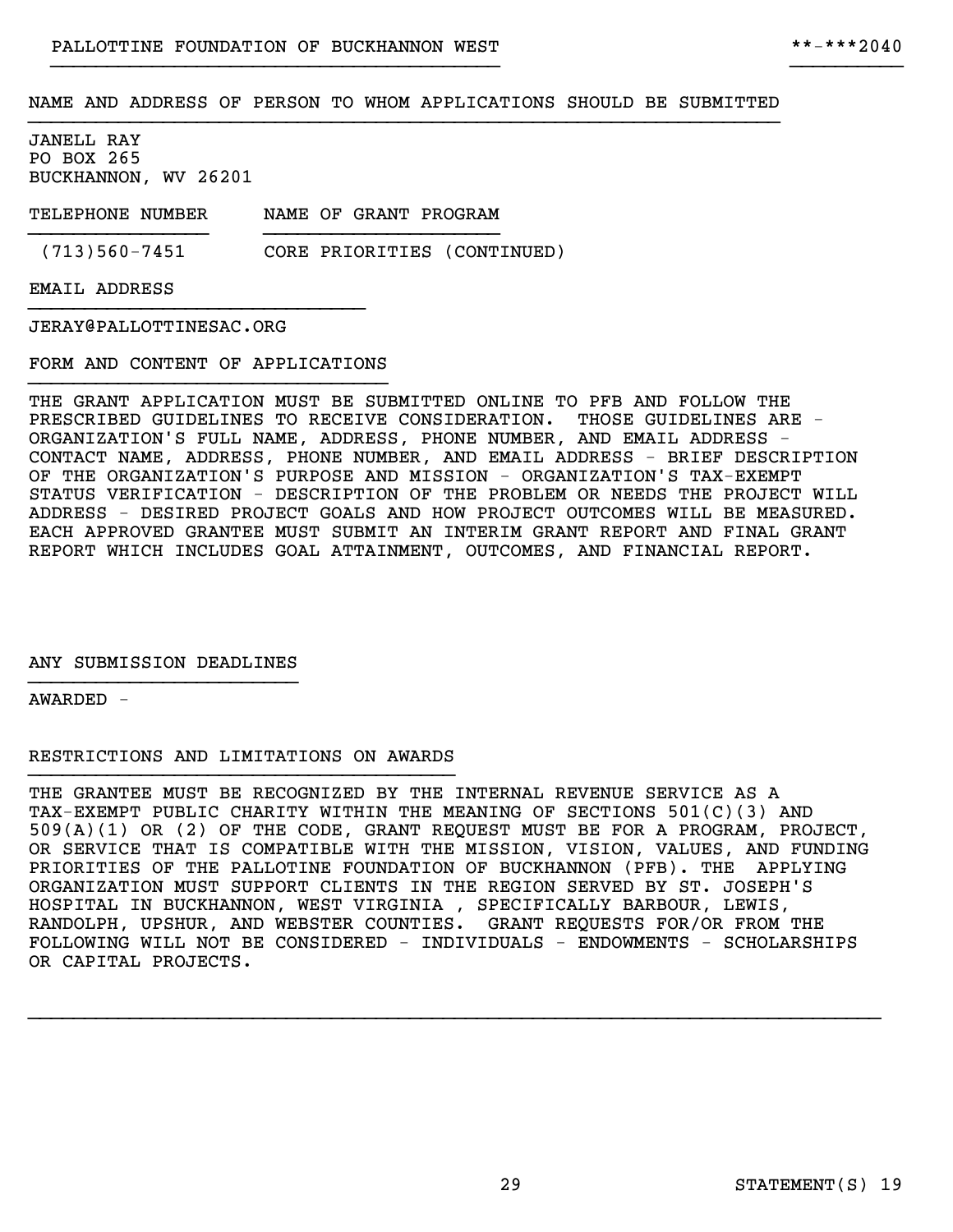PALLOTTINE FOUNDATION OF BUCKHANNON WEST **-***2040

## NAME AND ADDRESS OF PERSON TO WHOM APPLICATIONS SHOULD BE SUBMITTED

JANELL RAY
PO BOX 265
BUCKHANNON, WV 26201

| TELEPHONE NUMBER | NAME OF GRANT PROGRAM |
| --- | --- |
| (713)560-7451 | CORE PRIORITIES (CONTINUED) |

## EMAIL ADDRESS

JERAY@PALLOTTINESAC.ORG

## FORM AND CONTENT OF APPLICATIONS

THE GRANT APPLICATION MUST BE SUBMITTED ONLINE TO PFB AND FOLLOW THE PRESCRIBED GUIDELINES TO RECEIVE CONSIDERATION. THOSE GUIDELINES ARE - ORGANIZATION'S FULL NAME, ADDRESS, PHONE NUMBER, AND EMAIL ADDRESS - CONTACT NAME, ADDRESS, PHONE NUMBER, AND EMAIL ADDRESS - BRIEF DESCRIPTION OF THE ORGANIZATION'S PURPOSE AND MISSION - ORGANIZATION'S TAX-EXEMPT STATUS VERIFICATION - DESCRIPTION OF THE PROBLEM OR NEEDS THE PROJECT WILL ADDRESS - DESIRED PROJECT GOALS AND HOW PROJECT OUTCOMES WILL BE MEASURED. EACH APPROVED GRANTEE MUST SUBMIT AN INTERIM GRANT REPORT AND FINAL GRANT REPORT WHICH INCLUDES GOAL ATTAINMENT, OUTCOMES, AND FINANCIAL REPORT.

## ANY SUBMISSION DEADLINES

AWARDED -

## RESTRICTIONS AND LIMITATIONS ON AWARDS

THE GRANTEE MUST BE RECOGNIZED BY THE INTERNAL REVENUE SERVICE AS A TAX-EXEMPT PUBLIC CHARITY WITHIN THE MEANING OF SECTIONS 501(C)(3) AND 509(A)(1) OR (2) OF THE CODE, GRANT REQUEST MUST BE FOR A PROGRAM, PROJECT, OR SERVICE THAT IS COMPATIBLE WITH THE MISSION, VISION, VALUES, AND FUNDING PRIORITIES OF THE PALLOTTINE FOUNDATION OF BUCKHANNON (PFB). THE APPLYING ORGANIZATION MUST SUPPORT CLIENTS IN THE REGION SERVED BY ST. JOSEPH'S HOSPITAL IN BUCKHANNON, WEST VIRGINIA , SPECIFICALLY BARBOUR, LEWIS, RANDOLPH, UPSHUR, AND WEBSTER COUNTIES. GRANT REQUESTS FOR/OR FROM THE FOLLOWING WILL NOT BE CONSIDERED - INDIVIDUALS - ENDOWMENTS - SCHOLARSHIPS OR CAPITAL PROJECTS.

STATEMENT(S) 19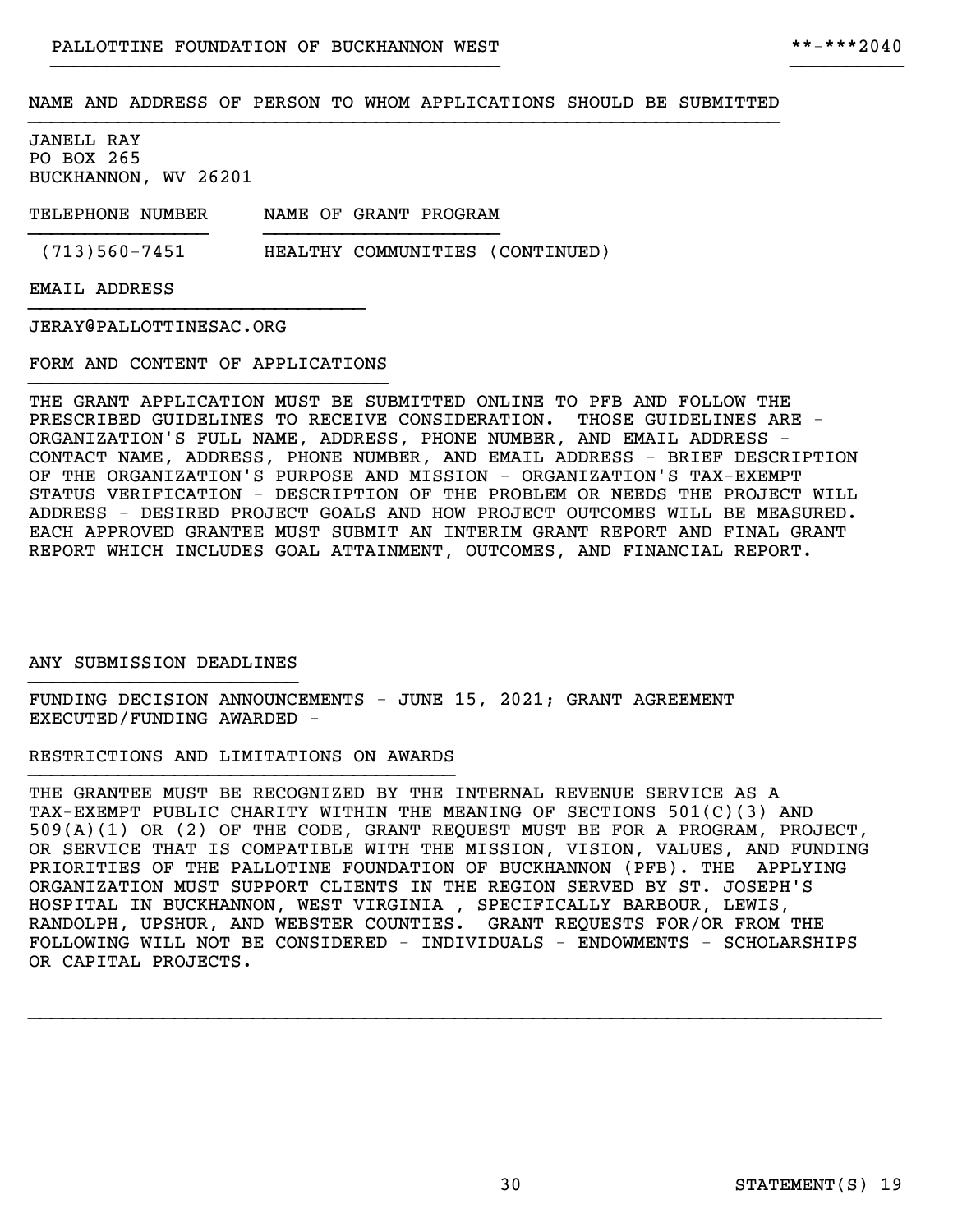PALLOTTINE FOUNDATION OF BUCKHANNON WEST **-***2040

NAME AND ADDRESS OF PERSON TO WHOM APPLICATIONS SHOULD BE SUBMITTED

JANELL RAY
PO BOX 265
BUCKHANNON, WV 26201

| TELEPHONE NUMBER | NAME OF GRANT PROGRAM |
|---|---|
| (713)560-7451 | HEALTHY COMMUNITIES (CONTINUED) |

EMAIL ADDRESS

JERAY@PALLOTTINESAC.ORG

FORM AND CONTENT OF APPLICATIONS

THE GRANT APPLICATION MUST BE SUBMITTED ONLINE TO PFB AND FOLLOW THE PRESCRIBED GUIDELINES TO RECEIVE CONSIDERATION. THOSE GUIDELINES ARE - ORGANIZATION'S FULL NAME, ADDRESS, PHONE NUMBER, AND EMAIL ADDRESS - CONTACT NAME, ADDRESS, PHONE NUMBER, AND EMAIL ADDRESS - BRIEF DESCRIPTION OF THE ORGANIZATION'S PURPOSE AND MISSION - ORGANIZATION'S TAX-EXEMPT STATUS VERIFICATION - DESCRIPTION OF THE PROBLEM OR NEEDS THE PROJECT WILL ADDRESS - DESIRED PROJECT GOALS AND HOW PROJECT OUTCOMES WILL BE MEASURED. EACH APPROVED GRANTEE MUST SUBMIT AN INTERIM GRANT REPORT AND FINAL GRANT REPORT WHICH INCLUDES GOAL ATTAINMENT, OUTCOMES, AND FINANCIAL REPORT.

ANY SUBMISSION DEADLINES

FUNDING DECISION ANNOUNCEMENTS - JUNE 15, 2021; GRANT AGREEMENT EXECUTED/FUNDING AWARDED -

RESTRICTIONS AND LIMITATIONS ON AWARDS

THE GRANTEE MUST BE RECOGNIZED BY THE INTERNAL REVENUE SERVICE AS A TAX-EXEMPT PUBLIC CHARITY WITHIN THE MEANING OF SECTIONS 501(C)(3) AND 509(A)(1) OR (2) OF THE CODE, GRANT REQUEST MUST BE FOR A PROGRAM, PROJECT, OR SERVICE THAT IS COMPATIBLE WITH THE MISSION, VISION, VALUES, AND FUNDING PRIORITIES OF THE PALLOTTINE FOUNDATION OF BUCKHANNON (PFB). THE APPLYING ORGANIZATION MUST SUPPORT CLIENTS IN THE REGION SERVED BY ST. JOSEPH'S HOSPITAL IN BUCKHANNON, WEST VIRGINIA , SPECIFICALLY BARBOUR, LEWIS, RANDOLPH, UPSHUR, AND WEBSTER COUNTIES. GRANT REQUESTS FOR/OR FROM THE FOLLOWING WILL NOT BE CONSIDERED - INDIVIDUALS - ENDOWMENTS - SCHOLARSHIPS OR CAPITAL PROJECTS.

STATEMENT(S) 19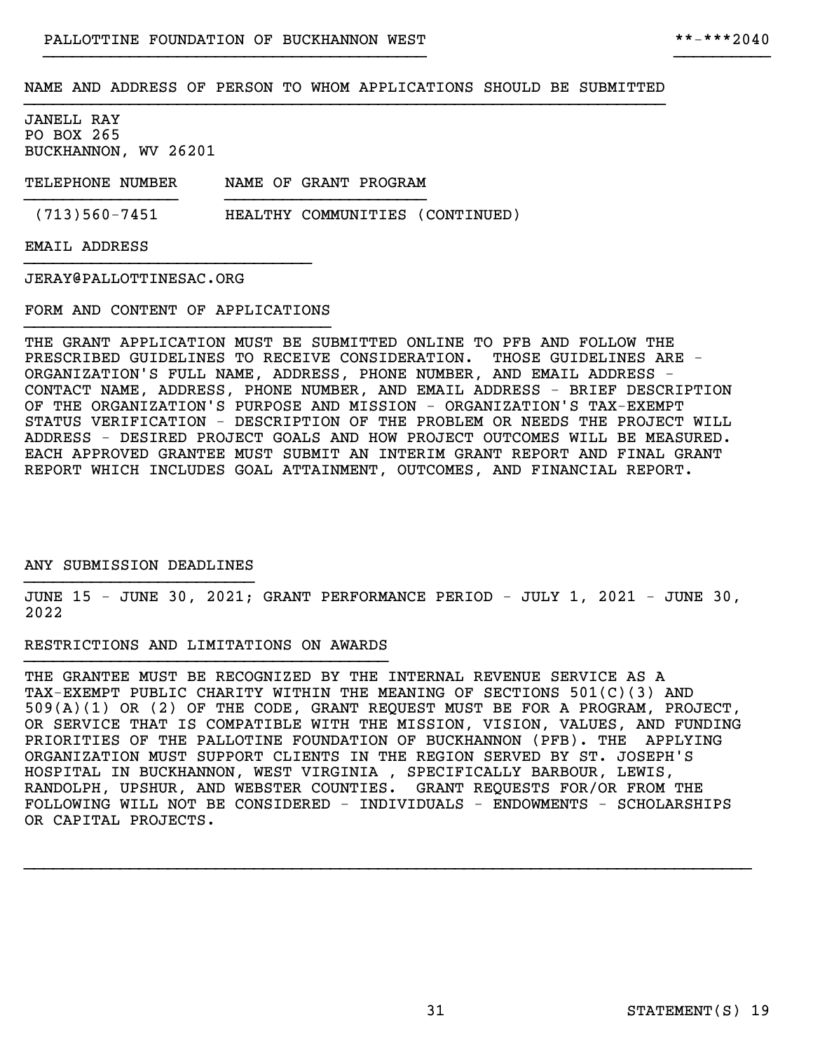PALLOTTINE FOUNDATION OF BUCKHANNON WEST **-***2040

NAME AND ADDRESS OF PERSON TO WHOM APPLICATIONS SHOULD BE SUBMITTED

JANELL RAY
PO BOX 265
BUCKHANNON, WV 26201

| TELEPHONE NUMBER | NAME OF GRANT PROGRAM |
|---|---|
| (713)560-7451 | HEALTHY COMMUNITIES (CONTINUED) |

EMAIL ADDRESS

JERAY@PALLOTTINESAC.ORG

FORM AND CONTENT OF APPLICATIONS

THE GRANT APPLICATION MUST BE SUBMITTED ONLINE TO PFB AND FOLLOW THE PRESCRIBED GUIDELINES TO RECEIVE CONSIDERATION. THOSE GUIDELINES ARE - ORGANIZATION'S FULL NAME, ADDRESS, PHONE NUMBER, AND EMAIL ADDRESS - CONTACT NAME, ADDRESS, PHONE NUMBER, AND EMAIL ADDRESS - BRIEF DESCRIPTION OF THE ORGANIZATION'S PURPOSE AND MISSION - ORGANIZATION'S TAX-EXEMPT STATUS VERIFICATION - DESCRIPTION OF THE PROBLEM OR NEEDS THE PROJECT WILL ADDRESS - DESIRED PROJECT GOALS AND HOW PROJECT OUTCOMES WILL BE MEASURED. EACH APPROVED GRANTEE MUST SUBMIT AN INTERIM GRANT REPORT AND FINAL GRANT REPORT WHICH INCLUDES GOAL ATTAINMENT, OUTCOMES, AND FINANCIAL REPORT.

ANY SUBMISSION DEADLINES

JUNE 15 - JUNE 30, 2021; GRANT PERFORMANCE PERIOD - JULY 1, 2021 - JUNE 30, 2022

RESTRICTIONS AND LIMITATIONS ON AWARDS

THE GRANTEE MUST BE RECOGNIZED BY THE INTERNAL REVENUE SERVICE AS A TAX-EXEMPT PUBLIC CHARITY WITHIN THE MEANING OF SECTIONS 501(C)(3) AND 509(A)(1) OR (2) OF THE CODE, GRANT REQUEST MUST BE FOR A PROGRAM, PROJECT, OR SERVICE THAT IS COMPATIBLE WITH THE MISSION, VISION, VALUES, AND FUNDING PRIORITIES OF THE PALLOTTINE FOUNDATION OF BUCKHANNON (PFB). THE APPLYING ORGANIZATION MUST SUPPORT CLIENTS IN THE REGION SERVED BY ST. JOSEPH'S HOSPITAL IN BUCKHANNON, WEST VIRGINIA , SPECIFICALLY BARBOUR, LEWIS, RANDOLPH, UPSHUR, AND WEBSTER COUNTIES. GRANT REQUESTS FOR/OR FROM THE FOLLOWING WILL NOT BE CONSIDERED - INDIVIDUALS - ENDOWMENTS - SCHOLARSHIPS OR CAPITAL PROJECTS.

STATEMENT(S) 19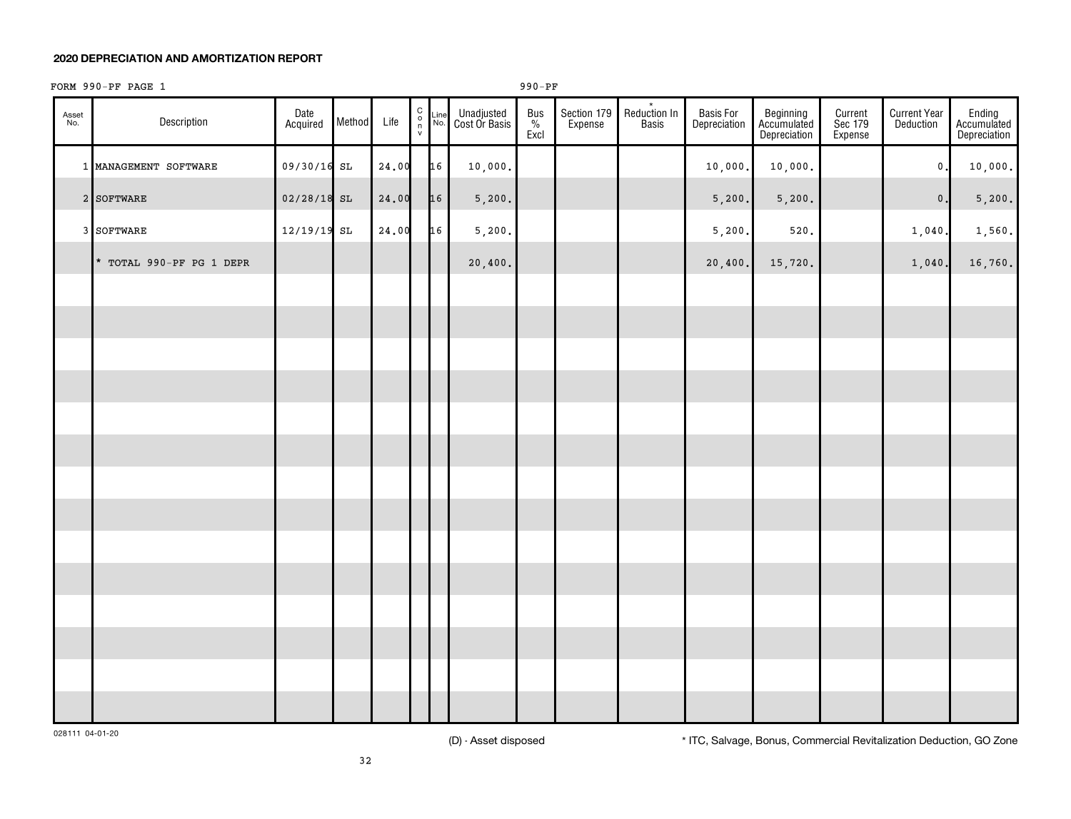**2020 DEPRECIATION AND AMORTIZATION REPORT**

FORM 990-PF PAGE 1 990-PF

| Asset No. | Description | Date Acquired | Method | Life | C o n v | Line No. | Unadjusted Cost Or Basis | Bus % Excl | Section 179 Expense | * Reduction In Basis | Basis For Depreciation | Beginning Accumulated Depreciation | Current Sec 179 Expense | Current Year Deduction | Ending Accumulated Depreciation |
|---|---|---|---|---|---|---|---|---|---|---|---|---|---|---|---|
| 1 | MANAGEMENT SOFTWARE | 09/30/16 | SL | 24.00 | | 16 | 10,000. | | | | 10,000. | 10,000. | | 0. | 10,000. |
| 2 | SOFTWARE | 02/28/18 | SL | 24.00 | | 16 | 5,200. | | | | 5,200. | 5,200. | | 0. | 5,200. |
| 3 | SOFTWARE | 12/19/19 | SL | 24.00 | | 16 | 5,200. | | | | 5,200. | 520. | | 1,040. | 1,560. |
| | * TOTAL 990-PF PG 1 DEPR | | | | | | 20,400. | | | | 20,400. | 15,720. | | 1,040. | 16,760. |

028111 04-01-20

(D) - Asset disposed

* ITC, Salvage, Bonus, Commercial Revitalization Deduction, GO Zone